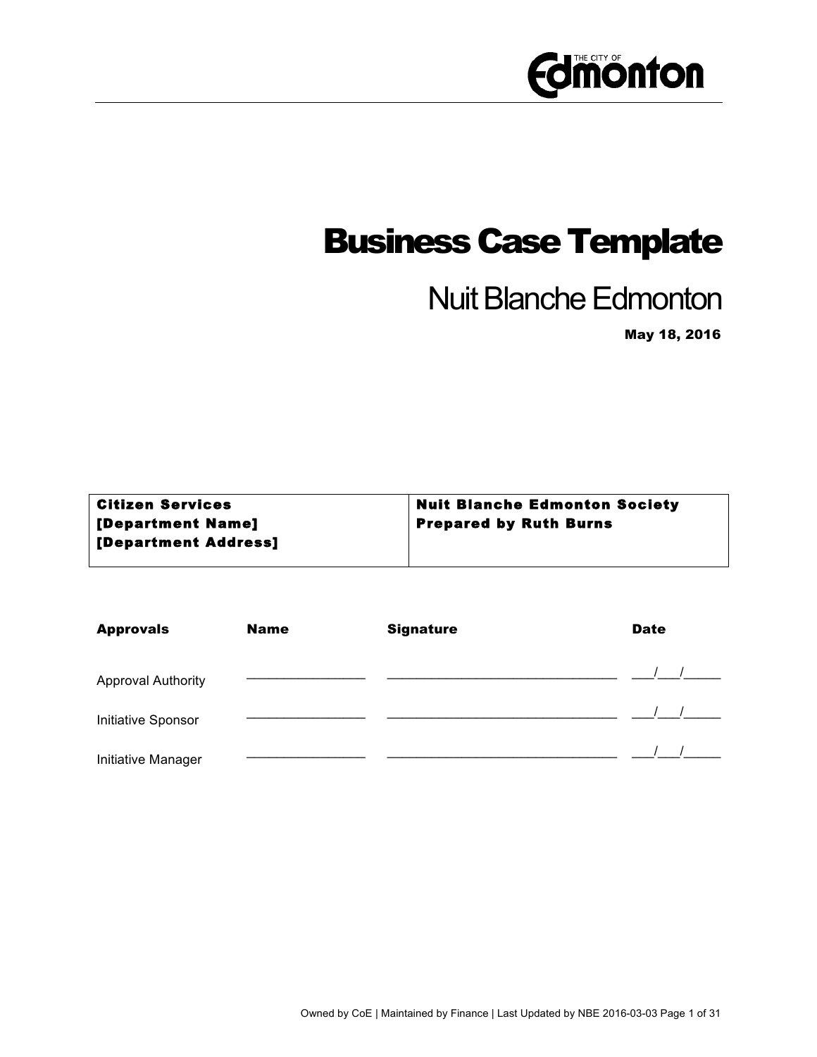# Business Case Template

## Nuit Blanche Edmonton

**May 18, 2016**

| **Citizen Services**<br>**[Department Name]**<br>**[Department Address]** | **Nuit Blanche Edmonton Society**<br>**Prepared by Ruth Burns** |
|---|---|

| **Approvals** | **Name** | **Signature** | **Date** |
|---|---|---|---|
| Approval Authority | ________________ | ________________________________ | ___/___/_____ |
| Initiative Sponsor | ________________ | ________________________________ | ___/___/_____ |
| Initiative Manager | ________________ | ________________________________ | ___/___/_____ |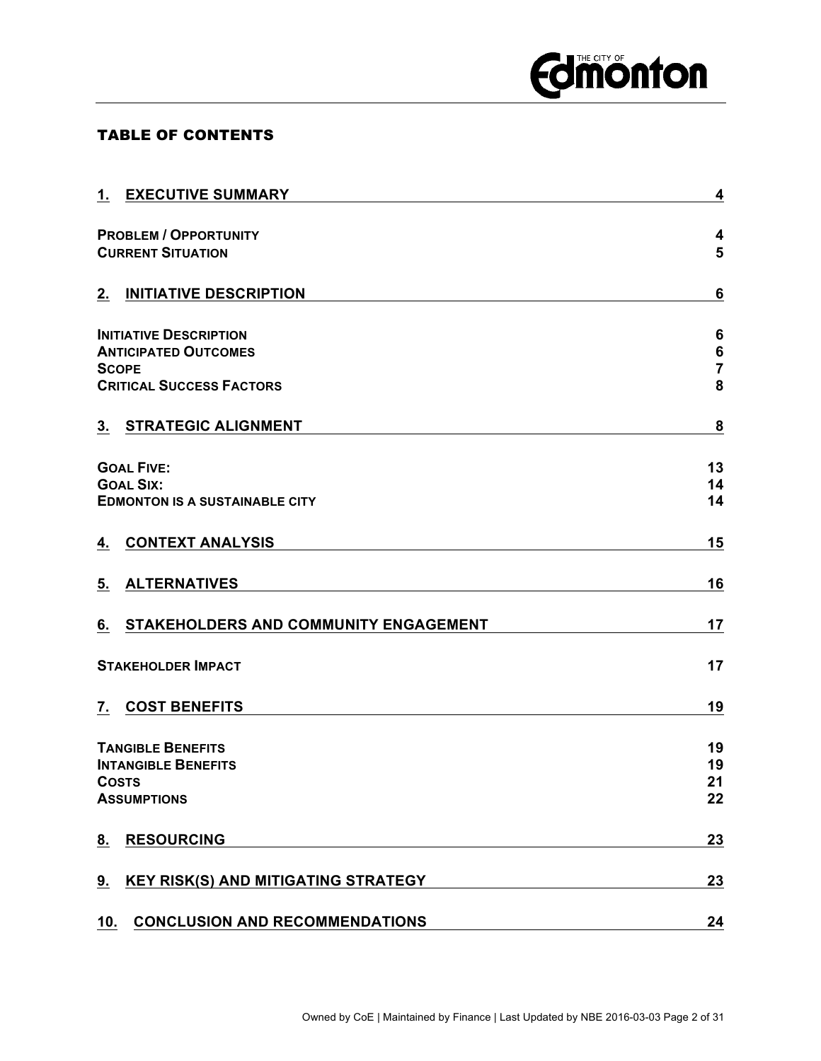## TABLE OF CONTENTS

| | |
|---|---|
| **1. EXECUTIVE SUMMARY** | **4** |
| **PROBLEM / OPPORTUNITY** | **4** |
| **CURRENT SITUATION** | **5** |
| **2. INITIATIVE DESCRIPTION** | **6** |
| **INITIATIVE DESCRIPTION** | **6** |
| **ANTICIPATED OUTCOMES** | **6** |
| **SCOPE** | **7** |
| **CRITICAL SUCCESS FACTORS** | **8** |
| **3. STRATEGIC ALIGNMENT** | **8** |
| **GOAL FIVE:** | **13** |
| **GOAL SIX:** | **14** |
| **EDMONTON IS A SUSTAINABLE CITY** | **14** |
| **4. CONTEXT ANALYSIS** | **15** |
| **5. ALTERNATIVES** | **16** |
| **6. STAKEHOLDERS AND COMMUNITY ENGAGEMENT** | **17** |
| **STAKEHOLDER IMPACT** | **17** |
| **7. COST BENEFITS** | **19** |
| **TANGIBLE BENEFITS** | **19** |
| **INTANGIBLE BENEFITS** | **19** |
| **COSTS** | **21** |
| **ASSUMPTIONS** | **22** |
| **8. RESOURCING** | **23** |
| **9. KEY RISK(S) AND MITIGATING STRATEGY** | **23** |
| **10. CONCLUSION AND RECOMMENDATIONS** | **24** |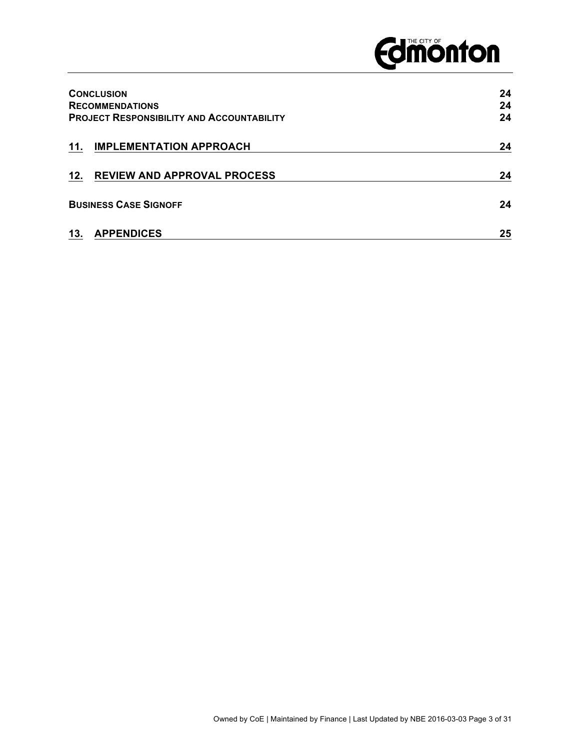**CONCLUSION** 24
**RECOMMENDATIONS** 24
**PROJECT RESPONSIBILITY AND ACCOUNTABILITY** 24

**11. IMPLEMENTATION APPROACH** 24

**12. REVIEW AND APPROVAL PROCESS** 24

**BUSINESS CASE SIGNOFF** 24

**13. APPENDICES** 25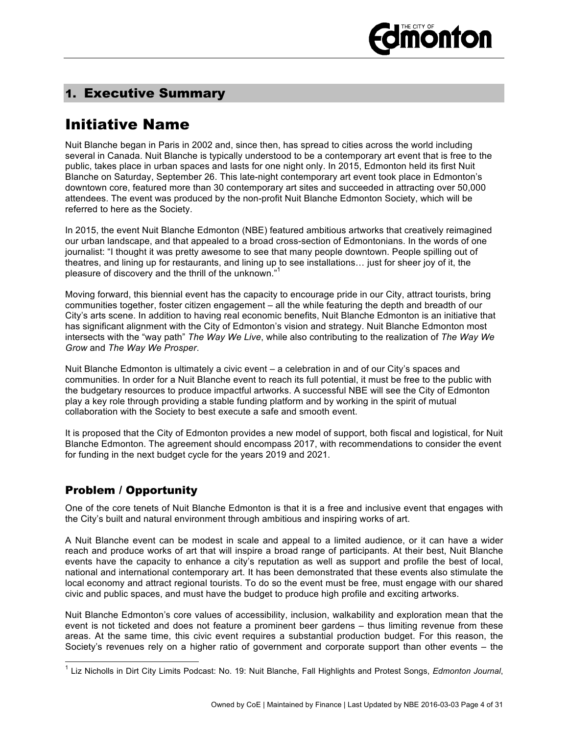## 1. Executive Summary

# Initiative Name

Nuit Blanche began in Paris in 2002 and, since then, has spread to cities across the world including several in Canada. Nuit Blanche is typically understood to be a contemporary art event that is free to the public, takes place in urban spaces and lasts for one night only. In 2015, Edmonton held its first Nuit Blanche on Saturday, September 26. This late-night contemporary art event took place in Edmonton's downtown core, featured more than 30 contemporary art sites and succeeded in attracting over 50,000 attendees. The event was produced by the non-profit Nuit Blanche Edmonton Society, which will be referred to here as the Society.

In 2015, the event Nuit Blanche Edmonton (NBE) featured ambitious artworks that creatively reimagined our urban landscape, and that appealed to a broad cross-section of Edmontonians. In the words of one journalist: "I thought it was pretty awesome to see that many people downtown. People spilling out of theatres, and lining up for restaurants, and lining up to see installations… just for sheer joy of it, the pleasure of discovery and the thrill of the unknown."[1]

Moving forward, this biennial event has the capacity to encourage pride in our City, attract tourists, bring communities together, foster citizen engagement – all the while featuring the depth and breadth of our City's arts scene. In addition to having real economic benefits, Nuit Blanche Edmonton is an initiative that has significant alignment with the City of Edmonton's vision and strategy. Nuit Blanche Edmonton most intersects with the "way path" *The Way We Live*, while also contributing to the realization of *The Way We Grow* and *The Way We Prosper*.

Nuit Blanche Edmonton is ultimately a civic event – a celebration in and of our City's spaces and communities. In order for a Nuit Blanche event to reach its full potential, it must be free to the public with the budgetary resources to produce impactful artworks. A successful NBE will see the City of Edmonton play a key role through providing a stable funding platform and by working in the spirit of mutual collaboration with the Society to best execute a safe and smooth event.

It is proposed that the City of Edmonton provides a new model of support, both fiscal and logistical, for Nuit Blanche Edmonton. The agreement should encompass 2017, with recommendations to consider the event for funding in the next budget cycle for the years 2019 and 2021.

## Problem / Opportunity

One of the core tenets of Nuit Blanche Edmonton is that it is a free and inclusive event that engages with the City's built and natural environment through ambitious and inspiring works of art.

A Nuit Blanche event can be modest in scale and appeal to a limited audience, or it can have a wider reach and produce works of art that will inspire a broad range of participants. At their best, Nuit Blanche events have the capacity to enhance a city's reputation as well as support and profile the best of local, national and international contemporary art. It has been demonstrated that these events also stimulate the local economy and attract regional tourists. To do so the event must be free, must engage with our shared civic and public spaces, and must have the budget to produce high profile and exciting artworks.

Nuit Blanche Edmonton's core values of accessibility, inclusion, walkability and exploration mean that the event is not ticketed and does not feature a prominent beer gardens – thus limiting revenue from these areas. At the same time, this civic event requires a substantial production budget. For this reason, the Society's revenues rely on a higher ratio of government and corporate support than other events – the

[1] Liz Nicholls in Dirt City Limits Podcast: No. 19: Nuit Blanche, Fall Highlights and Protest Songs, *Edmonton Journal*,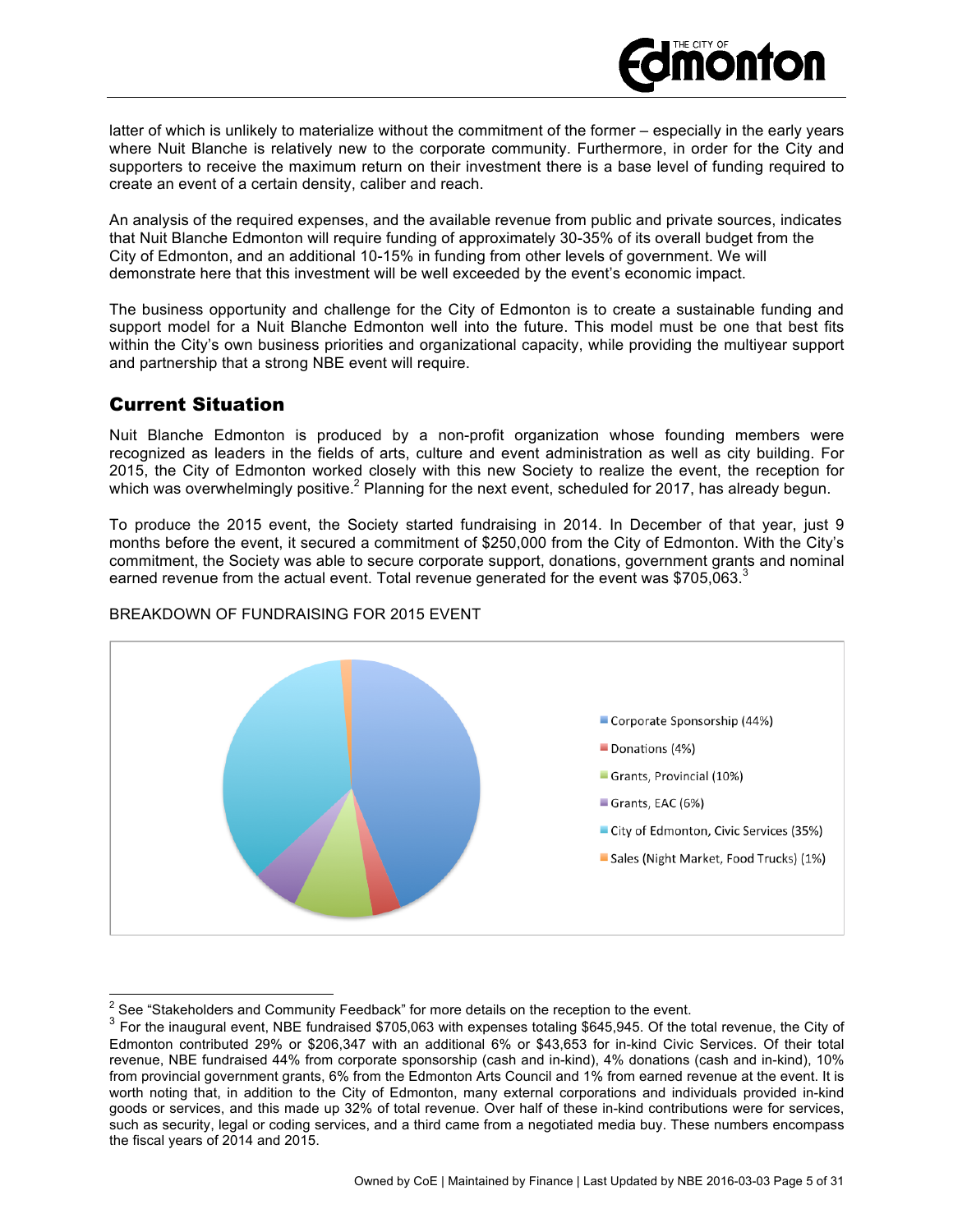latter of which is unlikely to materialize without the commitment of the former – especially in the early years where Nuit Blanche is relatively new to the corporate community. Furthermore, in order for the City and supporters to receive the maximum return on their investment there is a base level of funding required to create an event of a certain density, caliber and reach.

An analysis of the required expenses, and the available revenue from public and private sources, indicates that Nuit Blanche Edmonton will require funding of approximately 30-35% of its overall budget from the City of Edmonton, and an additional 10-15% in funding from other levels of government. We will demonstrate here that this investment will be well exceeded by the event's economic impact.

The business opportunity and challenge for the City of Edmonton is to create a sustainable funding and support model for a Nuit Blanche Edmonton well into the future. This model must be one that best fits within the City's own business priorities and organizational capacity, while providing the multiyear support and partnership that a strong NBE event will require.

## Current Situation

Nuit Blanche Edmonton is produced by a non-profit organization whose founding members were recognized as leaders in the fields of arts, culture and event administration as well as city building. For 2015, the City of Edmonton worked closely with this new Society to realize the event, the reception for which was overwhelmingly positive.[2] Planning for the next event, scheduled for 2017, has already begun.

To produce the 2015 event, the Society started fundraising in 2014. In December of that year, just 9 months before the event, it secured a commitment of $250,000 from the City of Edmonton. With the City's commitment, the Society was able to secure corporate support, donations, government grants and nominal earned revenue from the actual event. Total revenue generated for the event was $705,063.[3]

BREAKDOWN OF FUNDRAISING FOR 2015 EVENT

- Corporate Sponsorship (44%)
- Donations (4%)
- Grants, Provincial (10%)
- Grants, EAC (6%)
- City of Edmonton, Civic Services (35%)
- Sales (Night Market, Food Trucks) (1%)

---

[2] See "Stakeholders and Community Feedback" for more details on the reception to the event.

[3] For the inaugural event, NBE fundraised $705,063 with expenses totaling $645,945. Of the total revenue, the City of Edmonton contributed 29% or $206,347 with an additional 6% or $43,653 for in-kind Civic Services. Of their total revenue, NBE fundraised 44% from corporate sponsorship (cash and in-kind), 4% donations (cash and in-kind), 10% from provincial government grants, 6% from the Edmonton Arts Council and 1% from earned revenue at the event. It is worth noting that, in addition to the City of Edmonton, many external corporations and individuals provided in-kind goods or services, and this made up 32% of total revenue. Over half of these in-kind contributions were for services, such as security, legal or coding services, and a third came from a negotiated media buy. These numbers encompass the fiscal years of 2014 and 2015.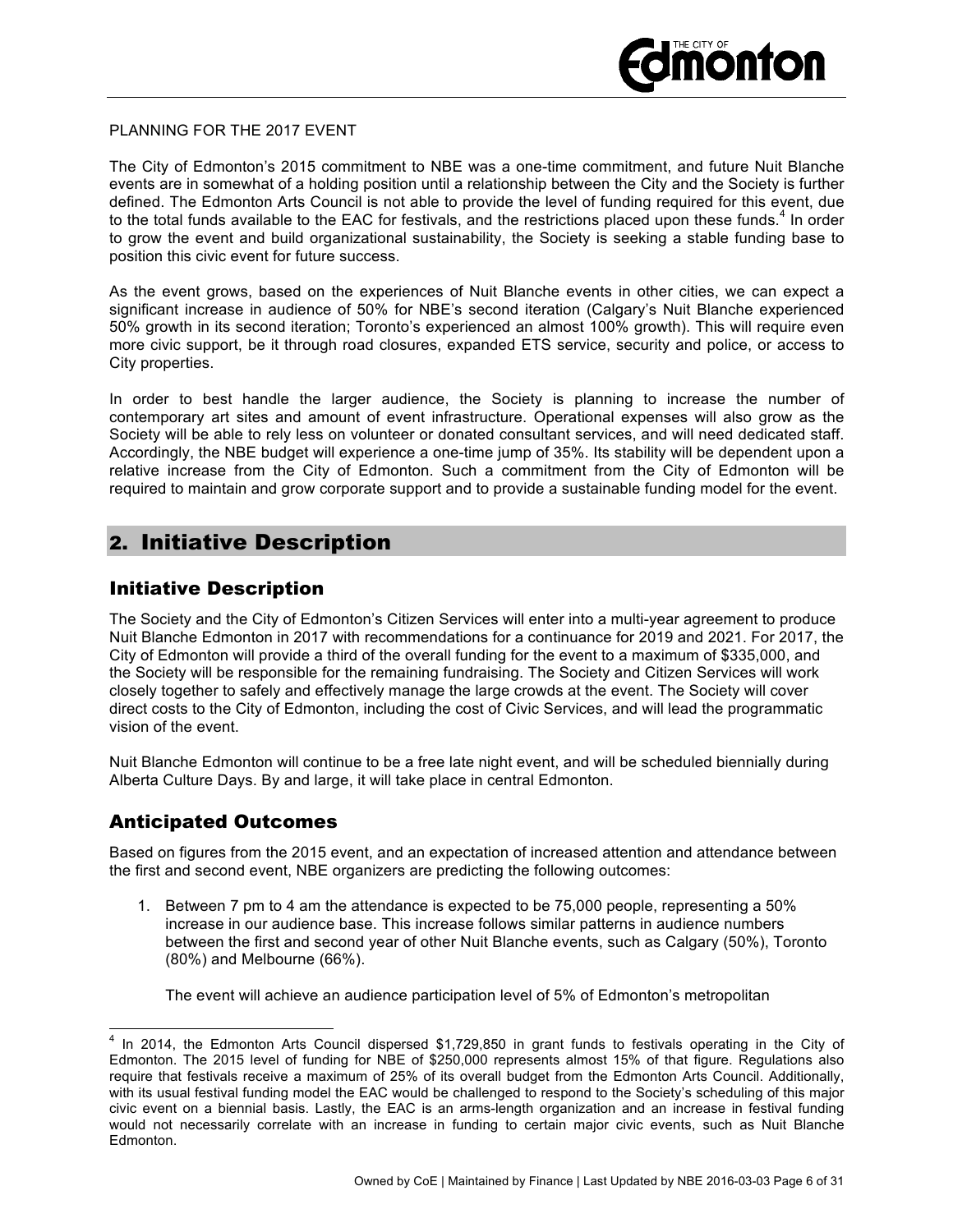PLANNING FOR THE 2017 EVENT

The City of Edmonton's 2015 commitment to NBE was a one-time commitment, and future Nuit Blanche events are in somewhat of a holding position until a relationship between the City and the Society is further defined. The Edmonton Arts Council is not able to provide the level of funding required for this event, due to the total funds available to the EAC for festivals, and the restrictions placed upon these funds.[4] In order to grow the event and build organizational sustainability, the Society is seeking a stable funding base to position this civic event for future success.

As the event grows, based on the experiences of Nuit Blanche events in other cities, we can expect a significant increase in audience of 50% for NBE's second iteration (Calgary's Nuit Blanche experienced 50% growth in its second iteration; Toronto's experienced an almost 100% growth). This will require even more civic support, be it through road closures, expanded ETS service, security and police, or access to City properties.

In order to best handle the larger audience, the Society is planning to increase the number of contemporary art sites and amount of event infrastructure. Operational expenses will also grow as the Society will be able to rely less on volunteer or donated consultant services, and will need dedicated staff. Accordingly, the NBE budget will experience a one-time jump of 35%. Its stability will be dependent upon a relative increase from the City of Edmonton. Such a commitment from the City of Edmonton will be required to maintain and grow corporate support and to provide a sustainable funding model for the event.

## 2. Initiative Description

### Initiative Description

The Society and the City of Edmonton's Citizen Services will enter into a multi-year agreement to produce Nuit Blanche Edmonton in 2017 with recommendations for a continuance for 2019 and 2021. For 2017, the City of Edmonton will provide a third of the overall funding for the event to a maximum of $335,000, and the Society will be responsible for the remaining fundraising. The Society and Citizen Services will work closely together to safely and effectively manage the large crowds at the event. The Society will cover direct costs to the City of Edmonton, including the cost of Civic Services, and will lead the programmatic vision of the event.

Nuit Blanche Edmonton will continue to be a free late night event, and will be scheduled biennially during Alberta Culture Days. By and large, it will take place in central Edmonton.

### Anticipated Outcomes

Based on figures from the 2015 event, and an expectation of increased attention and attendance between the first and second event, NBE organizers are predicting the following outcomes:

1. Between 7 pm to 4 am the attendance is expected to be 75,000 people, representing a 50% increase in our audience base. This increase follows similar patterns in audience numbers between the first and second year of other Nuit Blanche events, such as Calgary (50%), Toronto (80%) and Melbourne (66%).

   The event will achieve an audience participation level of 5% of Edmonton's metropolitan

---

[4] In 2014, the Edmonton Arts Council dispersed $1,729,850 in grant funds to festivals operating in the City of Edmonton. The 2015 level of funding for NBE of $250,000 represents almost 15% of that figure. Regulations also require that festivals receive a maximum of 25% of its overall budget from the Edmonton Arts Council. Additionally, with its usual festival funding model the EAC would be challenged to respond to the Society's scheduling of this major civic event on a biennial basis. Lastly, the EAC is an arms-length organization and an increase in festival funding would not necessarily correlate with an increase in funding to certain major civic events, such as Nuit Blanche Edmonton.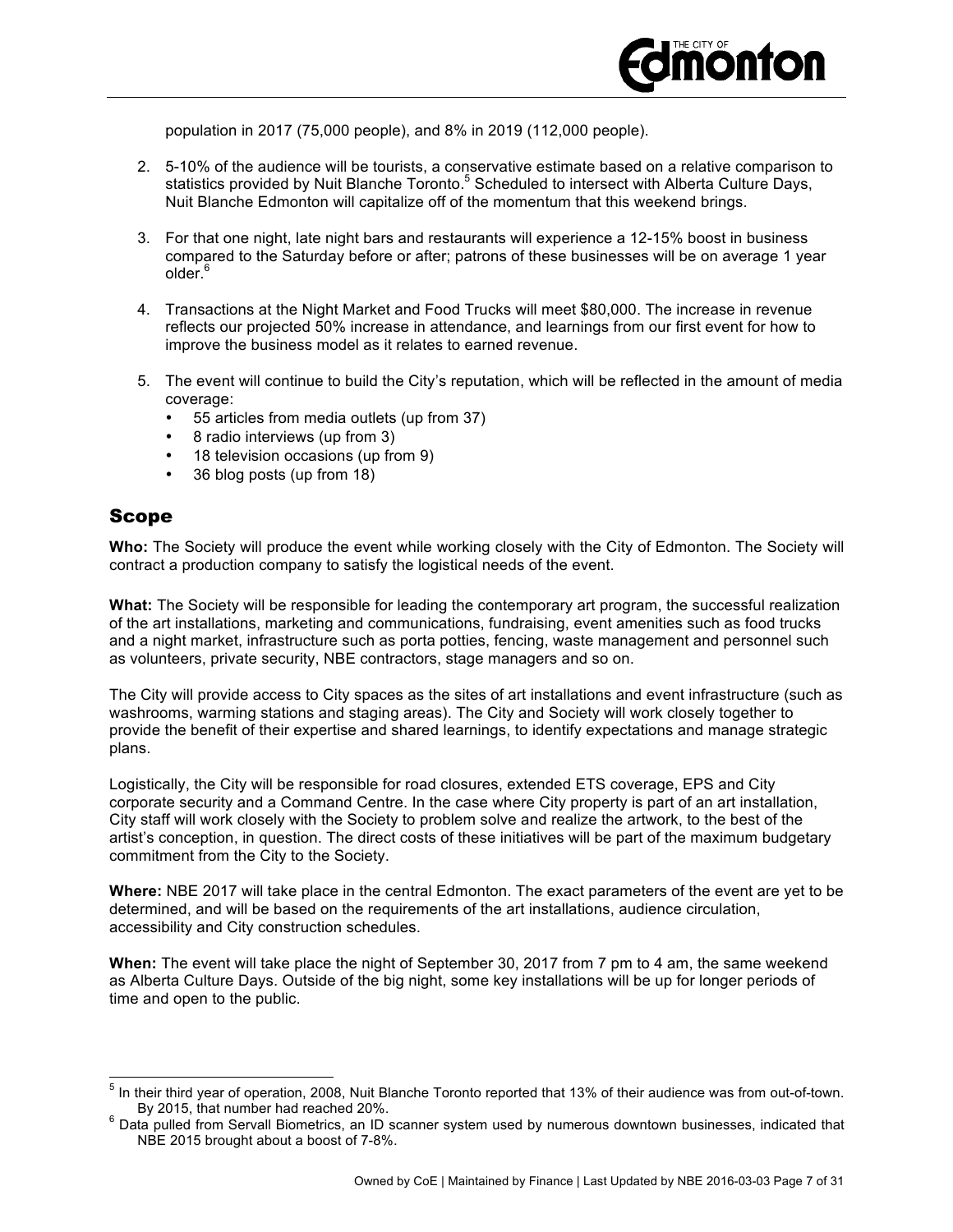population in 2017 (75,000 people), and 8% in 2019 (112,000 people).

2. 5-10% of the audience will be tourists, a conservative estimate based on a relative comparison to statistics provided by Nuit Blanche Toronto.[5] Scheduled to intersect with Alberta Culture Days, Nuit Blanche Edmonton will capitalize off of the momentum that this weekend brings.

3. For that one night, late night bars and restaurants will experience a 12-15% boost in business compared to the Saturday before or after; patrons of these businesses will be on average 1 year older.[6]

4. Transactions at the Night Market and Food Trucks will meet $80,000. The increase in revenue reflects our projected 50% increase in attendance, and learnings from our first event for how to improve the business model as it relates to earned revenue.

5. The event will continue to build the City's reputation, which will be reflected in the amount of media coverage:
   - 55 articles from media outlets (up from 37)
   - 8 radio interviews (up from 3)
   - 18 television occasions (up from 9)
   - 36 blog posts (up from 18)

## Scope

**Who:** The Society will produce the event while working closely with the City of Edmonton. The Society will contract a production company to satisfy the logistical needs of the event.

**What:** The Society will be responsible for leading the contemporary art program, the successful realization of the art installations, marketing and communications, fundraising, event amenities such as food trucks and a night market, infrastructure such as porta potties, fencing, waste management and personnel such as volunteers, private security, NBE contractors, stage managers and so on.

The City will provide access to City spaces as the sites of art installations and event infrastructure (such as washrooms, warming stations and staging areas). The City and Society will work closely together to provide the benefit of their expertise and shared learnings, to identify expectations and manage strategic plans.

Logistically, the City will be responsible for road closures, extended ETS coverage, EPS and City corporate security and a Command Centre. In the case where City property is part of an art installation, City staff will work closely with the Society to problem solve and realize the artwork, to the best of the artist's conception, in question. The direct costs of these initiatives will be part of the maximum budgetary commitment from the City to the Society.

**Where:** NBE 2017 will take place in the central Edmonton. The exact parameters of the event are yet to be determined, and will be based on the requirements of the art installations, audience circulation, accessibility and City construction schedules.

**When:** The event will take place the night of September 30, 2017 from 7 pm to 4 am, the same weekend as Alberta Culture Days. Outside of the big night, some key installations will be up for longer periods of time and open to the public.

---

[5] In their third year of operation, 2008, Nuit Blanche Toronto reported that 13% of their audience was from out-of-town. By 2015, that number had reached 20%.

[6] Data pulled from Servall Biometrics, an ID scanner system used by numerous downtown businesses, indicated that NBE 2015 brought about a boost of 7-8%.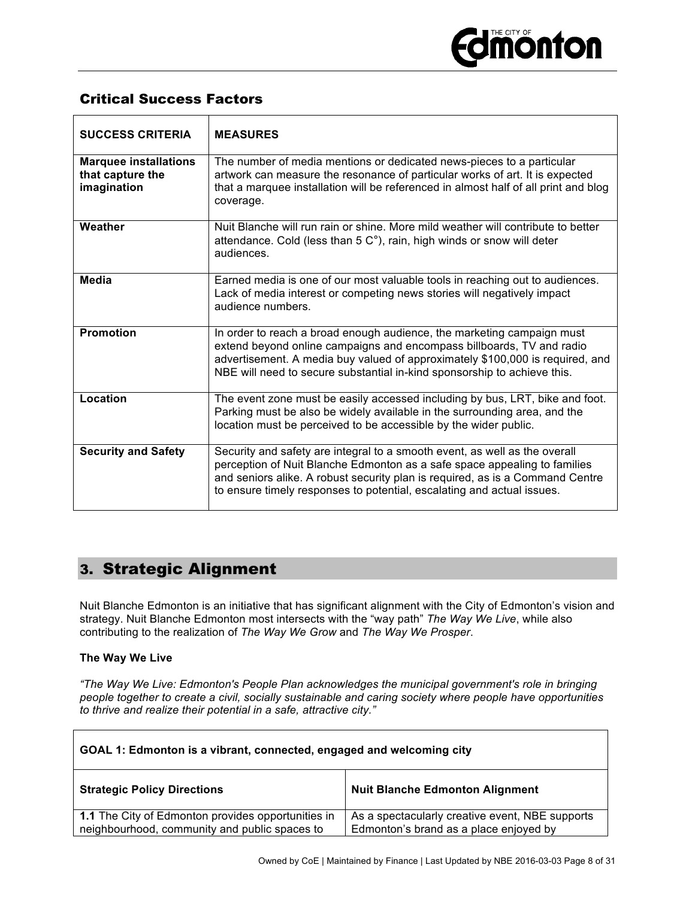## Critical Success Factors

| SUCCESS CRITERIA | MEASURES |
|---|---|
| **Marquee installations that capture the imagination** | The number of media mentions or dedicated news-pieces to a particular artwork can measure the resonance of particular works of art. It is expected that a marquee installation will be referenced in almost half of all print and blog coverage. |
| **Weather** | Nuit Blanche will run rain or shine. More mild weather will contribute to better attendance. Cold (less than 5 C°), rain, high winds or snow will deter audiences. |
| **Media** | Earned media is one of our most valuable tools in reaching out to audiences. Lack of media interest or competing news stories will negatively impact audience numbers. |
| **Promotion** | In order to reach a broad enough audience, the marketing campaign must extend beyond online campaigns and encompass billboards, TV and radio advertisement. A media buy valued of approximately $100,000 is required, and NBE will need to secure substantial in-kind sponsorship to achieve this. |
| **Location** | The event zone must be easily accessed including by bus, LRT, bike and foot. Parking must be also be widely available in the surrounding area, and the location must be perceived to be accessible by the wider public. |
| **Security and Safety** | Security and safety are integral to a smooth event, as well as the overall perception of Nuit Blanche Edmonton as a safe space appealing to families and seniors alike. A robust security plan is required, as is a Command Centre to ensure timely responses to potential, escalating and actual issues. |

## 3. Strategic Alignment

Nuit Blanche Edmonton is an initiative that has significant alignment with the City of Edmonton's vision and strategy. Nuit Blanche Edmonton most intersects with the "way path" *The Way We Live*, while also contributing to the realization of *The Way We Grow* and *The Way We Prosper*.

**The Way We Live**

*"The Way We Live: Edmonton's People Plan acknowledges the municipal government's role in bringing people together to create a civil, socially sustainable and caring society where people have opportunities to thrive and realize their potential in a safe, attractive city."*

| GOAL 1: Edmonton is a vibrant, connected, engaged and welcoming city | |
|---|---|
| **Strategic Policy Directions** | **Nuit Blanche Edmonton Alignment** |
| **1.1** The City of Edmonton provides opportunities in neighbourhood, community and public spaces to | As a spectacularly creative event, NBE supports Edmonton's brand as a place enjoyed by |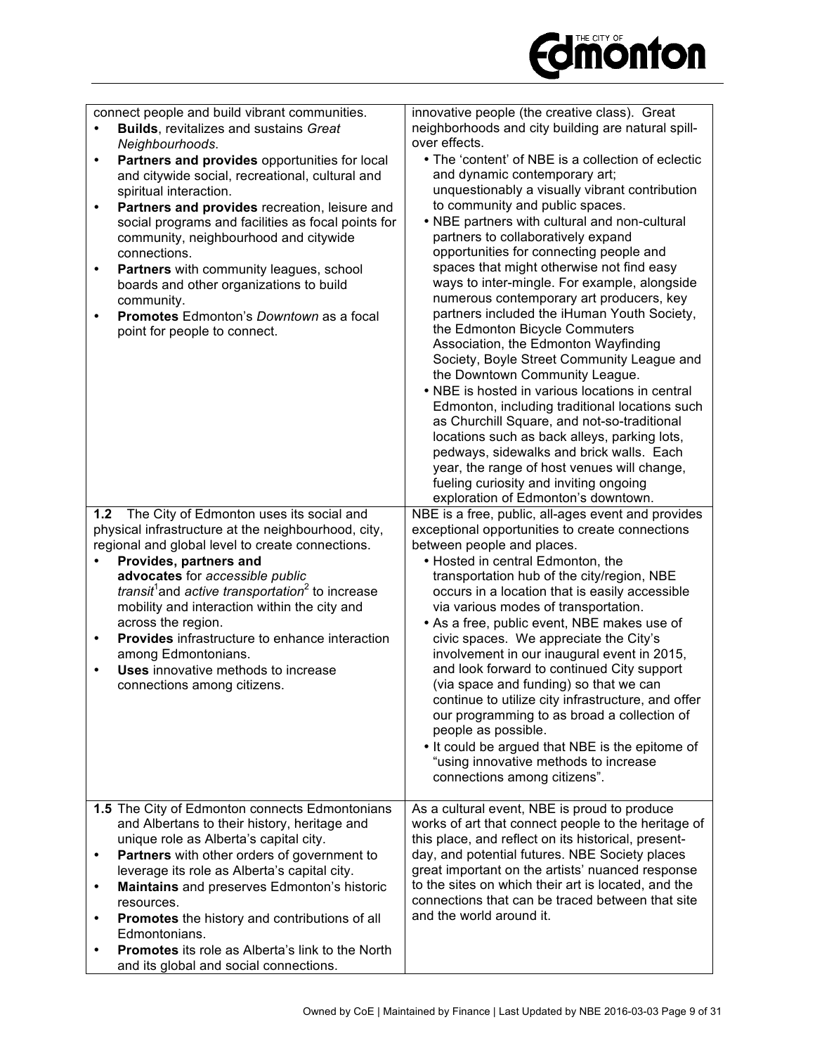| | |
|---|---|
| connect people and build vibrant communities.<br>• **Builds**, revitalizes and sustains *Great Neighbourhoods.*<br>• **Partners and provides** opportunities for local and citywide social, recreational, cultural and spiritual interaction.<br>• **Partners and provides** recreation, leisure and social programs and facilities as focal points for community, neighbourhood and citywide connections.<br>• **Partners** with community leagues, school boards and other organizations to build community.<br>• **Promotes** Edmonton's *Downtown* as a focal point for people to connect. | innovative people (the creative class). Great neighborhoods and city building are natural spill-over effects.<br>• The 'content' of NBE is a collection of eclectic and dynamic contemporary art; unquestionably a visually vibrant contribution to community and public spaces.<br>• NBE partners with cultural and non-cultural partners to collaboratively expand opportunities for connecting people and spaces that might otherwise not find easy ways to inter-mingle. For example, alongside numerous contemporary art producers, key partners included the iHuman Youth Society, the Edmonton Bicycle Commuters Association, the Edmonton Wayfinding Society, Boyle Street Community League and the Downtown Community League.<br>• NBE is hosted in various locations in central Edmonton, including traditional locations such as Churchill Square, and not-so-traditional locations such as back alleys, parking lots, pedways, sidewalks and brick walls. Each year, the range of host venues will change, fueling curiosity and inviting ongoing exploration of Edmonton's downtown. |
| **1.2** The City of Edmonton uses its social and physical infrastructure at the neighbourhood, city, regional and global level to create connections.<br>• **Provides, partners and advocates** for *accessible public transit*[1] and *active transportation*[2] to increase mobility and interaction within the city and across the region.<br>• **Provides** infrastructure to enhance interaction among Edmontonians.<br>• **Uses** innovative methods to increase connections among citizens. | NBE is a free, public, all-ages event and provides exceptional opportunities to create connections between people and places.<br>• Hosted in central Edmonton, the transportation hub of the city/region, NBE occurs in a location that is easily accessible via various modes of transportation.<br>• As a free, public event, NBE makes use of civic spaces. We appreciate the City's involvement in our inaugural event in 2015, and look forward to continued City support (via space and funding) so that we can continue to utilize city infrastructure, and offer our programming to as broad a collection of people as possible.<br>• It could be argued that NBE is the epitome of "using innovative methods to increase connections among citizens". |
| **1.5** The City of Edmonton connects Edmontonians and Albertans to their history, heritage and unique role as Alberta's capital city.<br>• **Partners** with other orders of government to leverage its role as Alberta's capital city.<br>• **Maintains** and preserves Edmonton's historic resources.<br>• **Promotes** the history and contributions of all Edmontonians.<br>• **Promotes** its role as Alberta's link to the North and its global and social connections. | As a cultural event, NBE is proud to produce works of art that connect people to the heritage of this place, and reflect on its historical, present-day, and potential futures. NBE Society places great important on the artists' nuanced response to the sites on which their art is located, and the connections that can be traced between that site and the world around it. |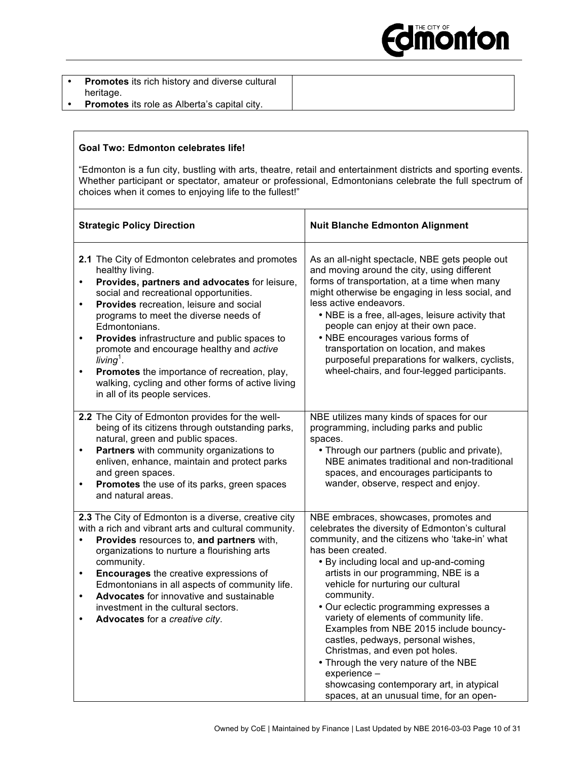| | |
|---|---|
| • **Promotes** its rich history and diverse cultural heritage.<br>• **Promotes** its role as Alberta's capital city. | |

**Goal Two: Edmonton celebrates life!**

"Edmonton is a fun city, bustling with arts, theatre, retail and entertainment districts and sporting events. Whether participant or spectator, amateur or professional, Edmontonians celebrate the full spectrum of choices when it comes to enjoying life to the fullest!"

| **Strategic Policy Direction** | **Nuit Blanche Edmonton Alignment** |
|---|---|
| **2.1** The City of Edmonton celebrates and promotes healthy living.<br>• **Provides, partners and advocates** for leisure, social and recreational opportunities.<br>• **Provides** recreation, leisure and social programs to meet the diverse needs of Edmontonians.<br>• **Provides** infrastructure and public spaces to promote and encourage healthy and *active living*[1].<br>• **Promotes** the importance of recreation, play, walking, cycling and other forms of active living in all of its people services. | As an all-night spectacle, NBE gets people out and moving around the city, using different forms of transportation, at a time when many might otherwise be engaging in less social, and less active endeavors.<br>• NBE is a free, all-ages, leisure activity that people can enjoy at their own pace.<br>• NBE encourages various forms of transportation on location, and makes purposeful preparations for walkers, cyclists, wheel-chairs, and four-legged participants. |
| **2.2** The City of Edmonton provides for the well-being of its citizens through outstanding parks, natural, green and public spaces.<br>• **Partners** with community organizations to enliven, enhance, maintain and protect parks and green spaces.<br>• **Promotes** the use of its parks, green spaces and natural areas. | NBE utilizes many kinds of spaces for our programming, including parks and public spaces.<br>• Through our partners (public and private), NBE animates traditional and non-traditional spaces, and encourages participants to wander, observe, respect and enjoy. |
| **2.3** The City of Edmonton is a diverse, creative city with a rich and vibrant arts and cultural community.<br>• **Provides** resources to, **and partners** with, organizations to nurture a flourishing arts community.<br>• **Encourages** the creative expressions of Edmontonians in all aspects of community life.<br>• **Advocates** for innovative and sustainable investment in the cultural sectors.<br>• **Advocates** for a *creative city*. | NBE embraces, showcases, promotes and celebrates the diversity of Edmonton's cultural community, and the citizens who 'take-in' what has been created.<br>• By including local and up-and-coming artists in our programming, NBE is a vehicle for nurturing our cultural community.<br>• Our eclectic programming expresses a variety of elements of community life. Examples from NBE 2015 include bouncy-castles, pedways, personal wishes, Christmas, and even pot holes.<br>• Through the very nature of the NBE experience –<br>showcasing contemporary art, in atypical spaces, at an unusual time, for an open- |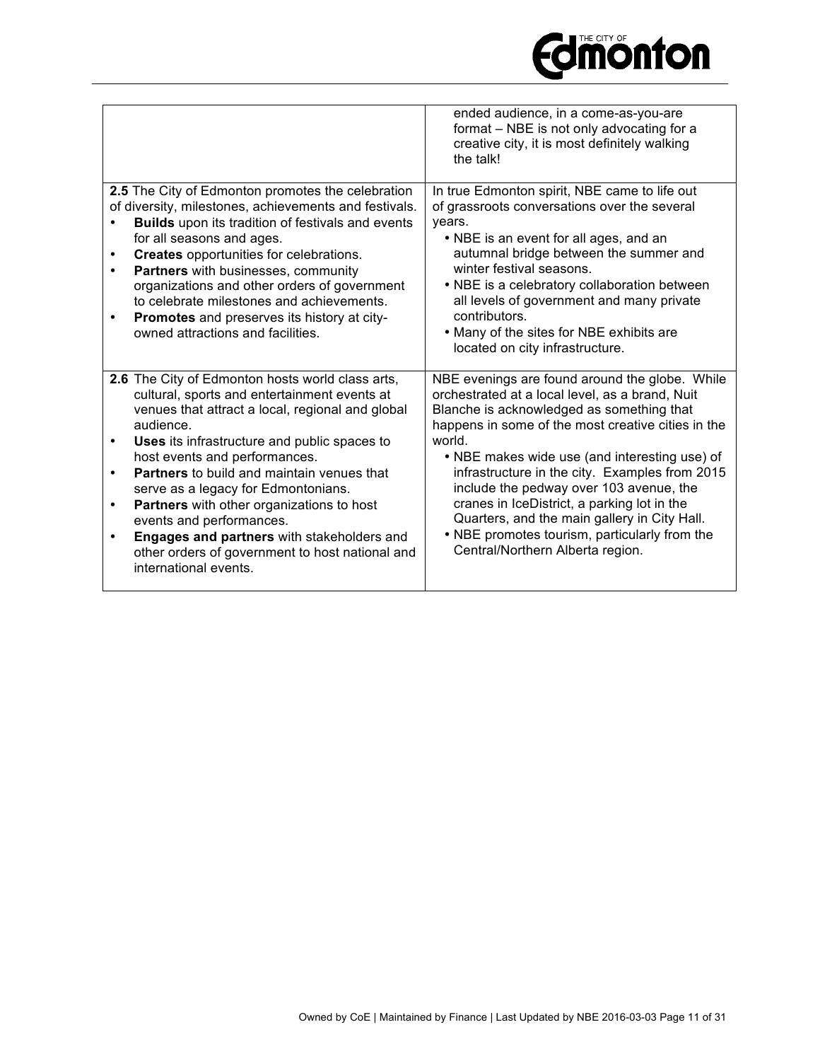| | |
|---|---|
| | ended audience, in a come-as-you-are format – NBE is not only advocating for a creative city, it is most definitely walking the talk! |
| **2.5** The City of Edmonton promotes the celebration of diversity, milestones, achievements and festivals.<br>• **Builds** upon its tradition of festivals and events for all seasons and ages.<br>• **Creates** opportunities for celebrations.<br>• **Partners** with businesses, community organizations and other orders of government to celebrate milestones and achievements.<br>• **Promotes** and preserves its history at city-owned attractions and facilities. | In true Edmonton spirit, NBE came to life out of grassroots conversations over the several years.<br>• NBE is an event for all ages, and an autumnal bridge between the summer and winter festival seasons.<br>• NBE is a celebratory collaboration between all levels of government and many private contributors.<br>• Many of the sites for NBE exhibits are located on city infrastructure. |
| **2.6** The City of Edmonton hosts world class arts, cultural, sports and entertainment events at venues that attract a local, regional and global audience.<br>• **Uses** its infrastructure and public spaces to host events and performances.<br>• **Partners** to build and maintain venues that serve as a legacy for Edmontonians.<br>• **Partners** with other organizations to host events and performances.<br>• **Engages and partners** with stakeholders and other orders of government to host national and international events. | NBE evenings are found around the globe. While orchestrated at a local level, as a brand, Nuit Blanche is acknowledged as something that happens in some of the most creative cities in the world.<br>• NBE makes wide use (and interesting use) of infrastructure in the city. Examples from 2015 include the pedway over 103 avenue, the cranes in IceDistrict, a parking lot in the Quarters, and the main gallery in City Hall.<br>• NBE promotes tourism, particularly from the Central/Northern Alberta region. |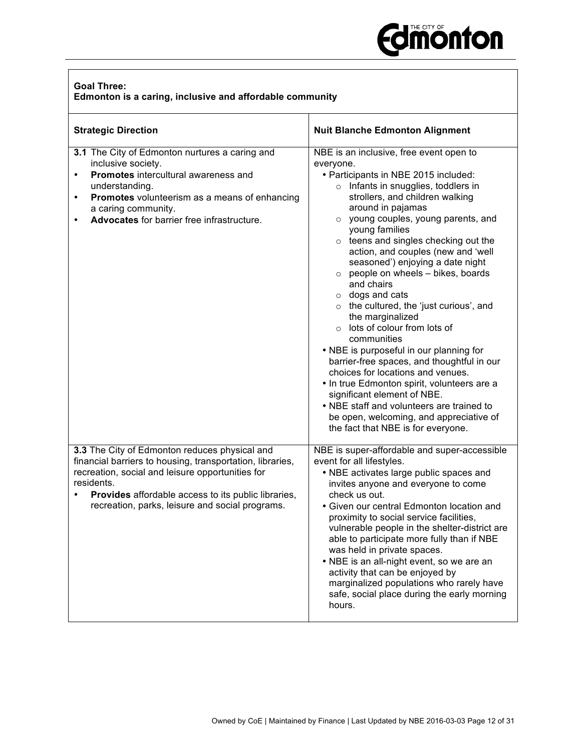**Goal Three:**
**Edmonton is a caring, inclusive and affordable community**

| Strategic Direction | Nuit Blanche Edmonton Alignment |
|---|---|
| **3.1** The City of Edmonton nurtures a caring and inclusive society.<br>• **Promotes** intercultural awareness and understanding.<br>• **Promotes** volunteerism as a means of enhancing a caring community.<br>• **Advocates** for barrier free infrastructure. | NBE is an inclusive, free event open to everyone.<br>• Participants in NBE 2015 included:<br>&nbsp;&nbsp;○ Infants in snugglies, toddlers in strollers, and children walking around in pajamas<br>&nbsp;&nbsp;○ young couples, young parents, and young families<br>&nbsp;&nbsp;○ teens and singles checking out the action, and couples (new and 'well seasoned') enjoying a date night<br>&nbsp;&nbsp;○ people on wheels – bikes, boards and chairs<br>&nbsp;&nbsp;○ dogs and cats<br>&nbsp;&nbsp;○ the cultured, the 'just curious', and the marginalized<br>&nbsp;&nbsp;○ lots of colour from lots of communities<br>• NBE is purposeful in our planning for barrier-free spaces, and thoughtful in our choices for locations and venues.<br>• In true Edmonton spirit, volunteers are a significant element of NBE.<br>• NBE staff and volunteers are trained to be open, welcoming, and appreciative of the fact that NBE is for everyone. |
| **3.3** The City of Edmonton reduces physical and financial barriers to housing, transportation, libraries, recreation, social and leisure opportunities for residents.<br>• **Provides** affordable access to its public libraries, recreation, parks, leisure and social programs. | NBE is super-affordable and super-accessible event for all lifestyles.<br>• NBE activates large public spaces and invites anyone and everyone to come check us out.<br>• Given our central Edmonton location and proximity to social service facilities, vulnerable people in the shelter-district are able to participate more fully than if NBE was held in private spaces.<br>• NBE is an all-night event, so we are an activity that can be enjoyed by marginalized populations who rarely have safe, social place during the early morning hours. |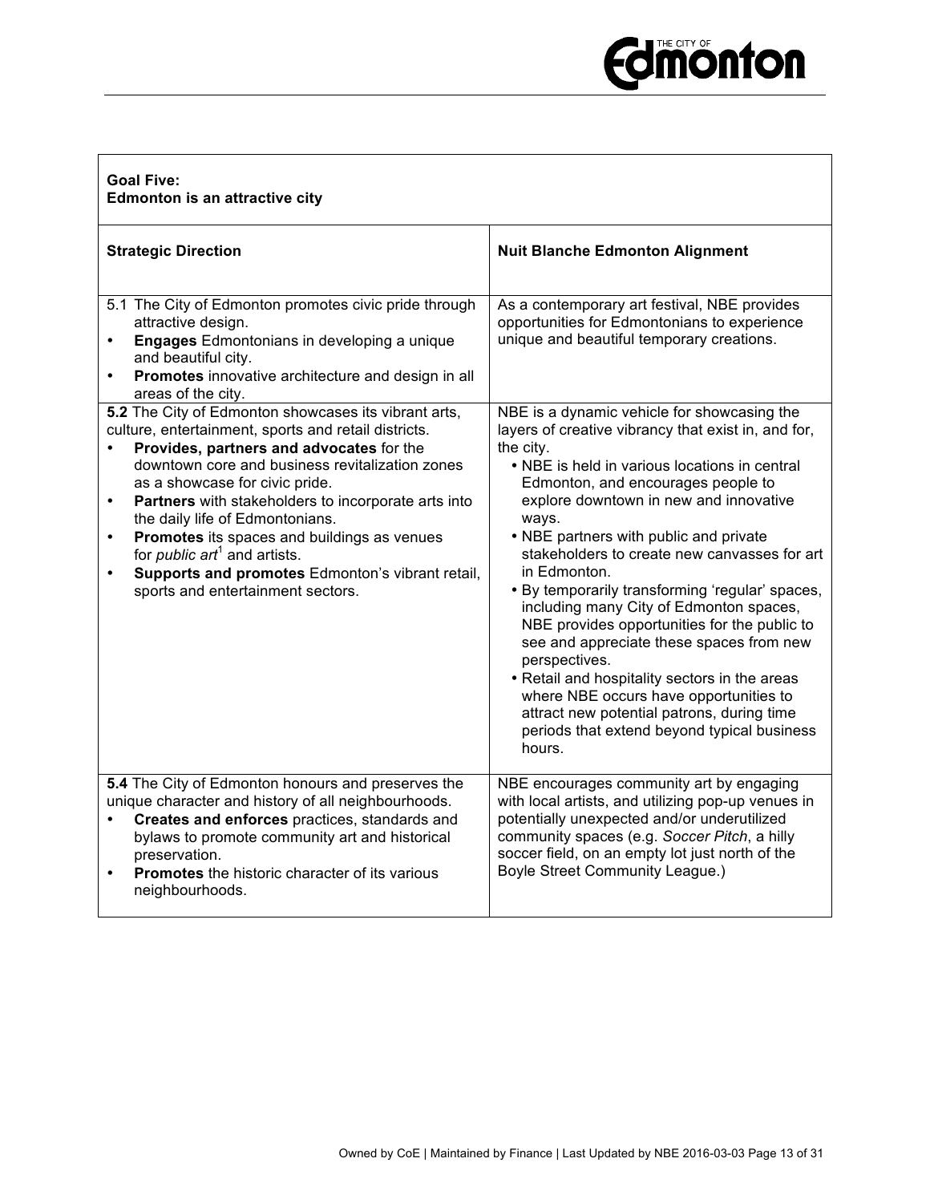**Goal Five:**
**Edmonton is an attractive city**

| Strategic Direction | Nuit Blanche Edmonton Alignment |
|---|---|
| 5.1 The City of Edmonton promotes civic pride through attractive design.<br>• **Engages** Edmontonians in developing a unique and beautiful city.<br>• **Promotes** innovative architecture and design in all areas of the city. | As a contemporary art festival, NBE provides opportunities for Edmontonians to experience unique and beautiful temporary creations. |
| **5.2** The City of Edmonton showcases its vibrant arts, culture, entertainment, sports and retail districts.<br>• **Provides, partners and advocates** for the downtown core and business revitalization zones as a showcase for civic pride.<br>• **Partners** with stakeholders to incorporate arts into the daily life of Edmontonians.<br>• **Promotes** its spaces and buildings as venues for *public art*[1] and artists.<br>• **Supports and promotes** Edmonton's vibrant retail, sports and entertainment sectors. | NBE is a dynamic vehicle for showcasing the layers of creative vibrancy that exist in, and for, the city.<br>• NBE is held in various locations in central Edmonton, and encourages people to explore downtown in new and innovative ways.<br>• NBE partners with public and private stakeholders to create new canvasses for art in Edmonton.<br>• By temporarily transforming 'regular' spaces, including many City of Edmonton spaces, NBE provides opportunities for the public to see and appreciate these spaces from new perspectives.<br>• Retail and hospitality sectors in the areas where NBE occurs have opportunities to attract new potential patrons, during time periods that extend beyond typical business hours. |
| **5.4** The City of Edmonton honours and preserves the unique character and history of all neighbourhoods.<br>• **Creates and enforces** practices, standards and bylaws to promote community art and historical preservation.<br>• **Promotes** the historic character of its various neighbourhoods. | NBE encourages community art by engaging with local artists, and utilizing pop-up venues in potentially unexpected and/or underutilized community spaces (e.g. *Soccer Pitch*, a hilly soccer field, on an empty lot just north of the Boyle Street Community League.) |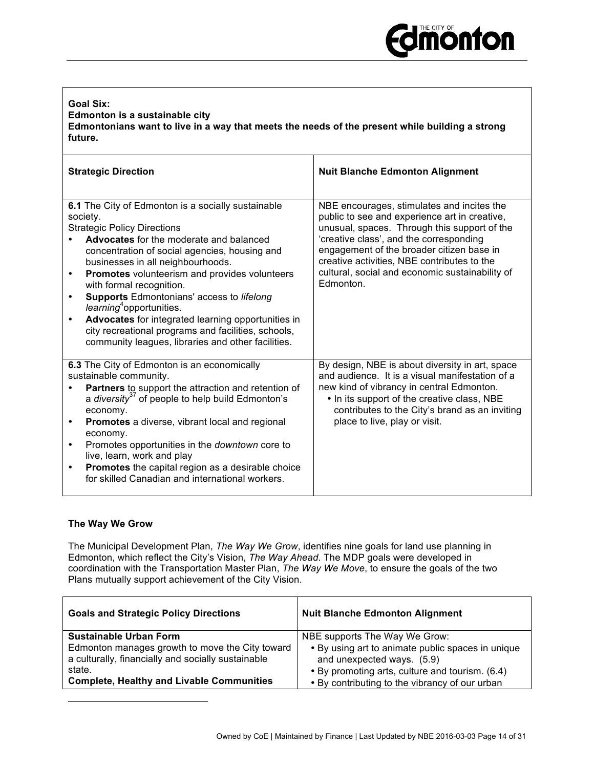| **Goal Six:** **Edmonton is a sustainable city** **Edmontonians want to live in a way that meets the needs of the present while building a strong future.** | |
|---|---|
| **Strategic Direction** | **Nuit Blanche Edmonton Alignment** |
| **6.1** The City of Edmonton is a socially sustainable society.<br>Strategic Policy Directions<br>• **Advocates** for the moderate and balanced concentration of social agencies, housing and businesses in all neighbourhoods.<br>• **Promotes** volunteerism and provides volunteers with formal recognition.<br>• **Supports** Edmontonians' access to *lifelong learning*[4] opportunities.<br>• **Advocates** for integrated learning opportunities in city recreational programs and facilities, schools, community leagues, libraries and other facilities. | NBE encourages, stimulates and incites the public to see and experience art in creative, unusual, spaces. Through this support of the 'creative class', and the corresponding engagement of the broader citizen base in creative activities, NBE contributes to the cultural, social and economic sustainability of Edmonton. |
| **6.3** The City of Edmonton is an economically sustainable community.<br>• **Partners** to support the attraction and retention of a *diversity*[37] of people to help build Edmonton's economy.<br>• **Promotes** a diverse, vibrant local and regional economy.<br>• Promotes opportunities in the *downtown* core to live, learn, work and play<br>• **Promotes** the capital region as a desirable choice for skilled Canadian and international workers. | By design, NBE is about diversity in art, space and audience. It is a visual manifestation of a new kind of vibrancy in central Edmonton.<br>• In its support of the creative class, NBE contributes to the City's brand as an inviting place to live, play or visit. |

**The Way We Grow**

The Municipal Development Plan, *The Way We Grow*, identifies nine goals for land use planning in Edmonton, which reflect the City's Vision, *The Way Ahead*. The MDP goals were developed in coordination with the Transportation Master Plan, *The Way We Move*, to ensure the goals of the two Plans mutually support achievement of the City Vision.

| **Goals and Strategic Policy Directions** | **Nuit Blanche Edmonton Alignment** |
|---|---|
| **Sustainable Urban Form**<br>Edmonton manages growth to move the City toward a culturally, financially and socially sustainable state.<br>**Complete, Healthy and Livable Communities** | NBE supports The Way We Grow:<br>• By using art to animate public spaces in unique and unexpected ways. (5.9)<br>• By promoting arts, culture and tourism. (6.4)<br>• By contributing to the vibrancy of our urban |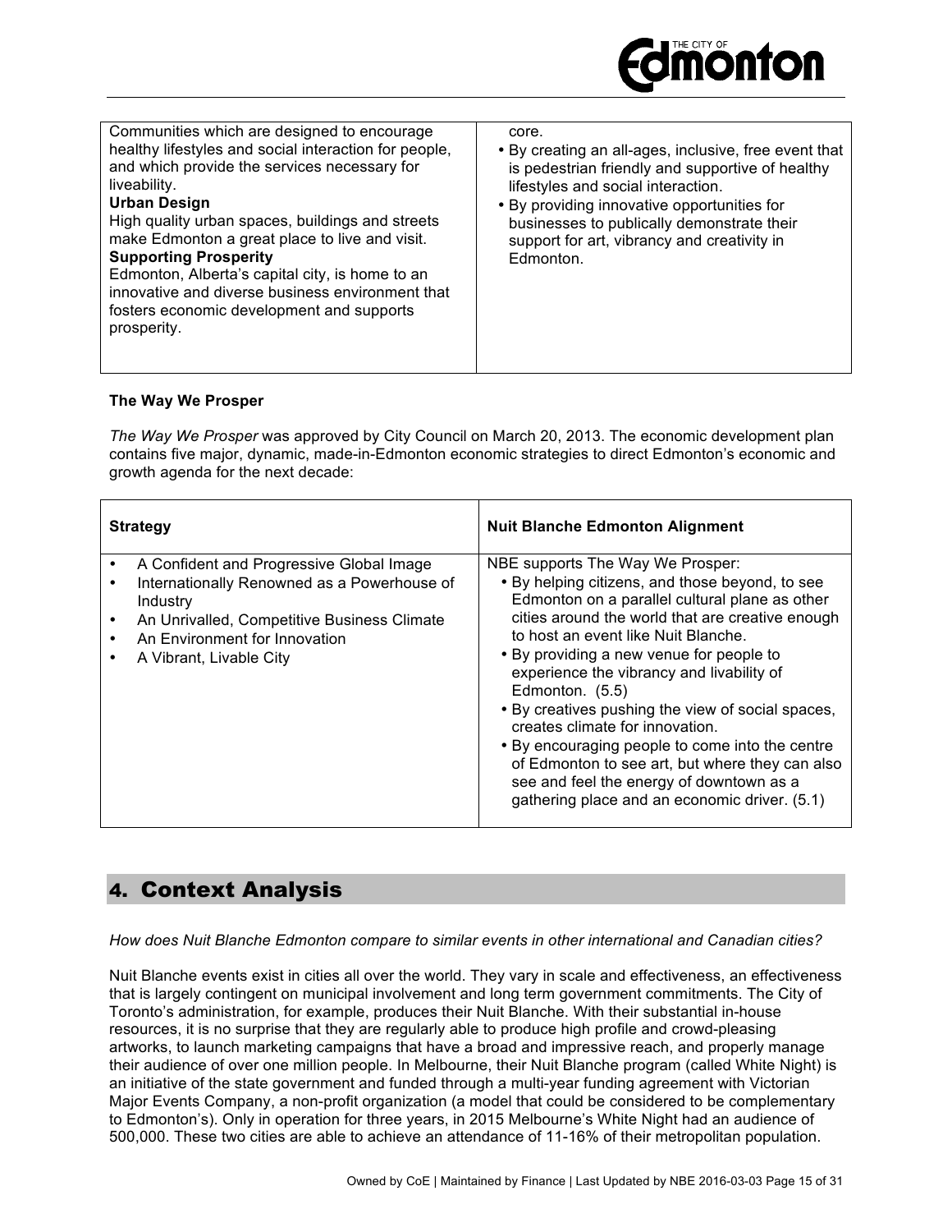| | |
|---|---|
| Communities which are designed to encourage healthy lifestyles and social interaction for people, and which provide the services necessary for liveability.<br>**Urban Design**<br>High quality urban spaces, buildings and streets make Edmonton a great place to live and visit.<br>**Supporting Prosperity**<br>Edmonton, Alberta's capital city, is home to an innovative and diverse business environment that fosters economic development and supports prosperity. | core.<br>• By creating an all-ages, inclusive, free event that is pedestrian friendly and supportive of healthy lifestyles and social interaction.<br>• By providing innovative opportunities for businesses to publically demonstrate their support for art, vibrancy and creativity in Edmonton. |

**The Way We Prosper**

*The Way We Prosper* was approved by City Council on March 20, 2013. The economic development plan contains five major, dynamic, made-in-Edmonton economic strategies to direct Edmonton's economic and growth agenda for the next decade:

| **Strategy** | **Nuit Blanche Edmonton Alignment** |
|---|---|
| • A Confident and Progressive Global Image<br>• Internationally Renowned as a Powerhouse of Industry<br>• An Unrivalled, Competitive Business Climate<br>• An Environment for Innovation<br>• A Vibrant, Livable City | NBE supports The Way We Prosper:<br>• By helping citizens, and those beyond, to see Edmonton on a parallel cultural plane as other cities around the world that are creative enough to host an event like Nuit Blanche.<br>• By providing a new venue for people to experience the vibrancy and livability of Edmonton. (5.5)<br>• By creatives pushing the view of social spaces, creates climate for innovation.<br>• By encouraging people to come into the centre of Edmonton to see art, but where they can also see and feel the energy of downtown as a gathering place and an economic driver. (5.1) |

## 4. Context Analysis

*How does Nuit Blanche Edmonton compare to similar events in other international and Canadian cities?*

Nuit Blanche events exist in cities all over the world. They vary in scale and effectiveness, an effectiveness that is largely contingent on municipal involvement and long term government commitments. The City of Toronto's administration, for example, produces their Nuit Blanche. With their substantial in-house resources, it is no surprise that they are regularly able to produce high profile and crowd-pleasing artworks, to launch marketing campaigns that have a broad and impressive reach, and properly manage their audience of over one million people. In Melbourne, their Nuit Blanche program (called White Night) is an initiative of the state government and funded through a multi-year funding agreement with Victorian Major Events Company, a non-profit organization (a model that could be considered to be complementary to Edmonton's). Only in operation for three years, in 2015 Melbourne's White Night had an audience of 500,000. These two cities are able to achieve an attendance of 11-16% of their metropolitan population.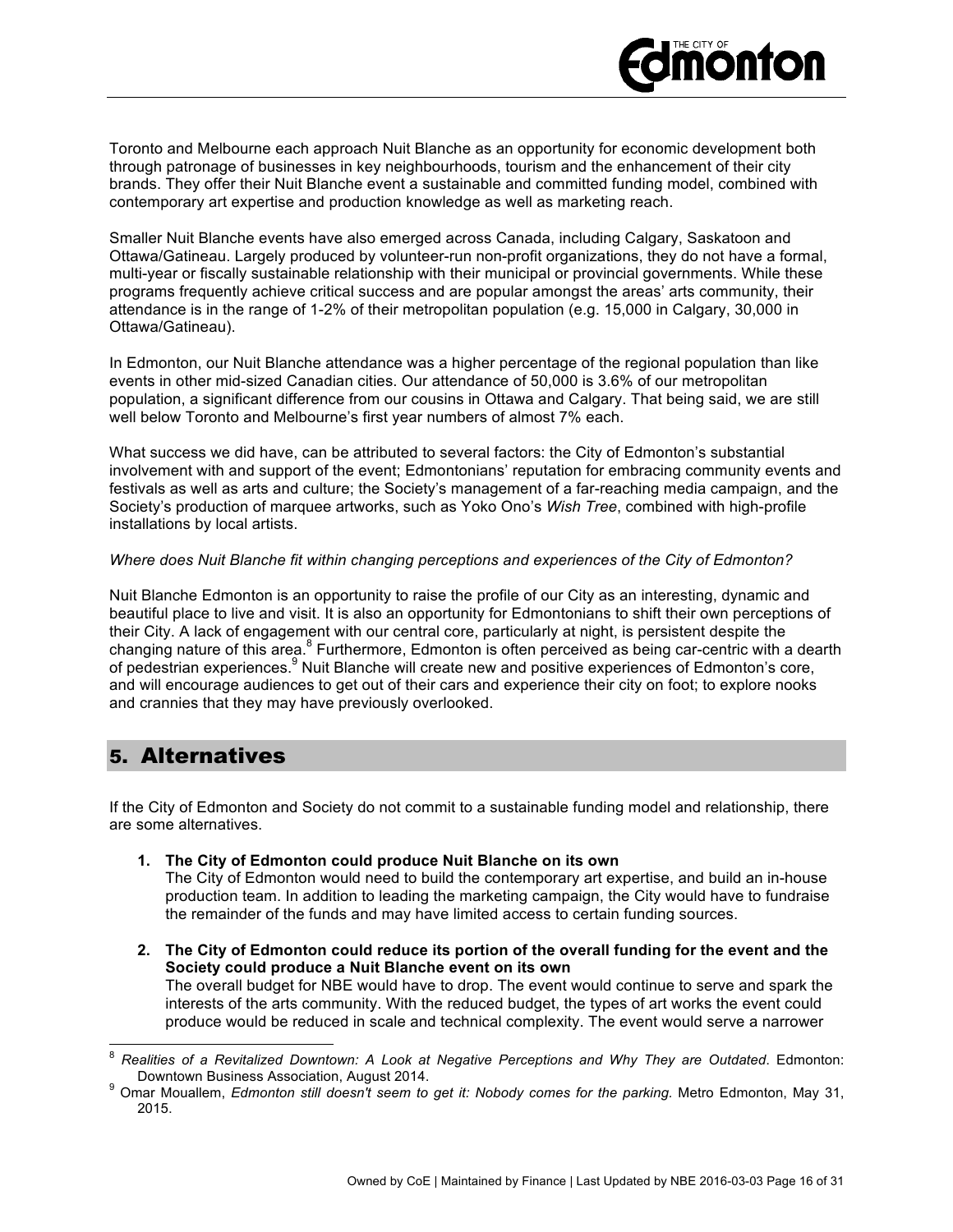Toronto and Melbourne each approach Nuit Blanche as an opportunity for economic development both through patronage of businesses in key neighbourhoods, tourism and the enhancement of their city brands. They offer their Nuit Blanche event a sustainable and committed funding model, combined with contemporary art expertise and production knowledge as well as marketing reach.

Smaller Nuit Blanche events have also emerged across Canada, including Calgary, Saskatoon and Ottawa/Gatineau. Largely produced by volunteer-run non-profit organizations, they do not have a formal, multi-year or fiscally sustainable relationship with their municipal or provincial governments. While these programs frequently achieve critical success and are popular amongst the areas' arts community, their attendance is in the range of 1-2% of their metropolitan population (e.g. 15,000 in Calgary, 30,000 in Ottawa/Gatineau).

In Edmonton, our Nuit Blanche attendance was a higher percentage of the regional population than like events in other mid-sized Canadian cities. Our attendance of 50,000 is 3.6% of our metropolitan population, a significant difference from our cousins in Ottawa and Calgary. That being said, we are still well below Toronto and Melbourne's first year numbers of almost 7% each.

What success we did have, can be attributed to several factors: the City of Edmonton's substantial involvement with and support of the event; Edmontonians' reputation for embracing community events and festivals as well as arts and culture; the Society's management of a far-reaching media campaign, and the Society's production of marquee artworks, such as Yoko Ono's *Wish Tree*, combined with high-profile installations by local artists.

*Where does Nuit Blanche fit within changing perceptions and experiences of the City of Edmonton?*

Nuit Blanche Edmonton is an opportunity to raise the profile of our City as an interesting, dynamic and beautiful place to live and visit. It is also an opportunity for Edmontonians to shift their own perceptions of their City. A lack of engagement with our central core, particularly at night, is persistent despite the changing nature of this area.[8] Furthermore, Edmonton is often perceived as being car-centric with a dearth of pedestrian experiences.[9] Nuit Blanche will create new and positive experiences of Edmonton's core, and will encourage audiences to get out of their cars and experience their city on foot; to explore nooks and crannies that they may have previously overlooked.

## 5. Alternatives

If the City of Edmonton and Society do not commit to a sustainable funding model and relationship, there are some alternatives.

1. **The City of Edmonton could produce Nuit Blanche on its own**
   The City of Edmonton would need to build the contemporary art expertise, and build an in-house production team. In addition to leading the marketing campaign, the City would have to fundraise the remainder of the funds and may have limited access to certain funding sources.

2. **The City of Edmonton could reduce its portion of the overall funding for the event and the Society could produce a Nuit Blanche event on its own**
   The overall budget for NBE would have to drop. The event would continue to serve and spark the interests of the arts community. With the reduced budget, the types of art works the event could produce would be reduced in scale and technical complexity. The event would serve a narrower

---

[8] *Realities of a Revitalized Downtown: A Look at Negative Perceptions and Why They are Outdated*. Edmonton: Downtown Business Association, August 2014.

[9] Omar Mouallem, *Edmonton still doesn't seem to get it: Nobody comes for the parking.* Metro Edmonton, May 31, 2015.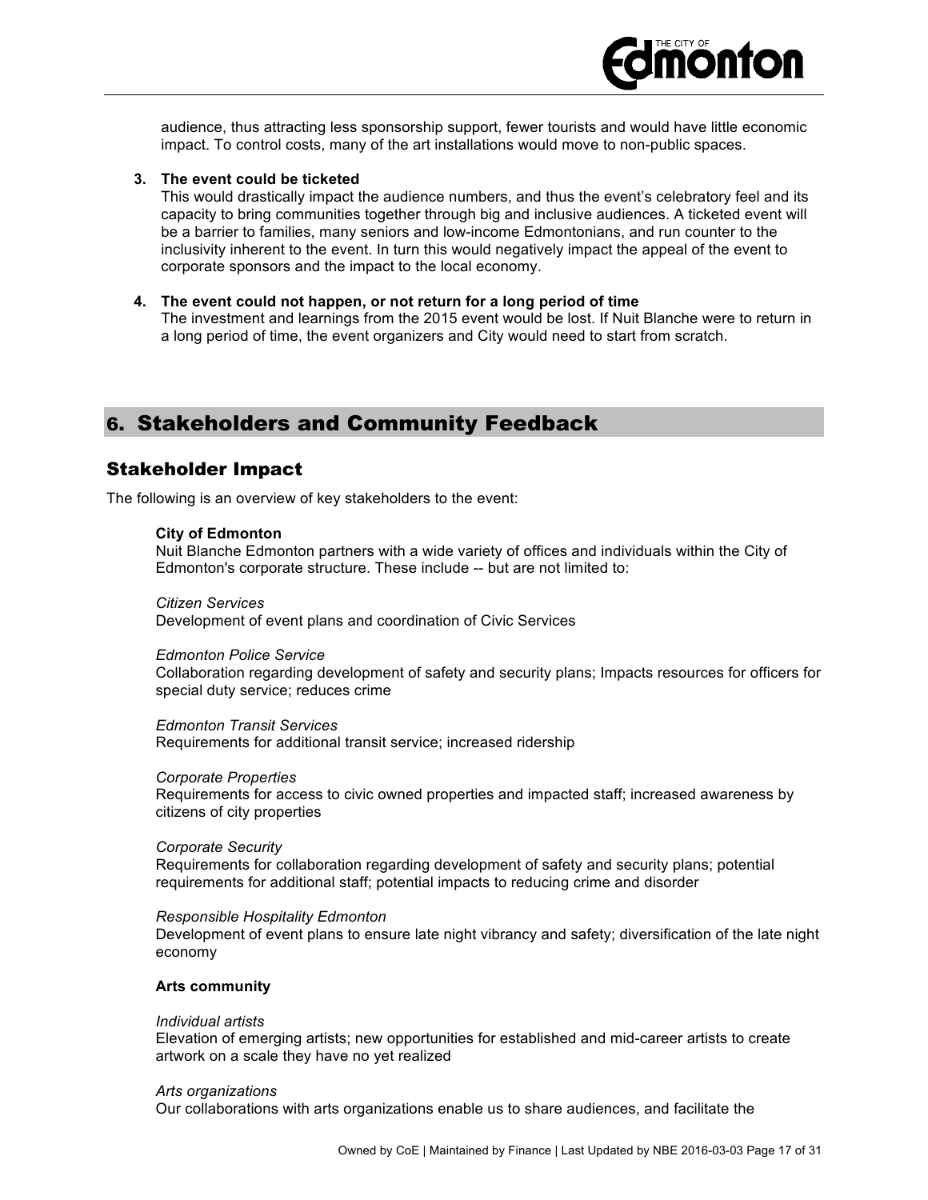audience, thus attracting less sponsorship support, fewer tourists and would have little economic impact. To control costs, many of the art installations would move to non-public spaces.

3. **The event could be ticketed**
   This would drastically impact the audience numbers, and thus the event's celebratory feel and its capacity to bring communities together through big and inclusive audiences. A ticketed event will be a barrier to families, many seniors and low-income Edmontonians, and run counter to the inclusivity inherent to the event. In turn this would negatively impact the appeal of the event to corporate sponsors and the impact to the local economy.

4. **The event could not happen, or not return for a long period of time**
   The investment and learnings from the 2015 event would be lost. If Nuit Blanche were to return in a long period of time, the event organizers and City would need to start from scratch.

# 6. Stakeholders and Community Feedback

## Stakeholder Impact

The following is an overview of key stakeholders to the event:

**City of Edmonton**
Nuit Blanche Edmonton partners with a wide variety of offices and individuals within the City of Edmonton's corporate structure. These include -- but are not limited to:

*Citizen Services*
Development of event plans and coordination of Civic Services

*Edmonton Police Service*
Collaboration regarding development of safety and security plans; Impacts resources for officers for special duty service; reduces crime

*Edmonton Transit Services*
Requirements for additional transit service; increased ridership

*Corporate Properties*
Requirements for access to civic owned properties and impacted staff; increased awareness by citizens of city properties

*Corporate Security*
Requirements for collaboration regarding development of safety and security plans; potential requirements for additional staff; potential impacts to reducing crime and disorder

*Responsible Hospitality Edmonton*
Development of event plans to ensure late night vibrancy and safety; diversification of the late night economy

**Arts community**

*Individual artists*
Elevation of emerging artists; new opportunities for established and mid-career artists to create artwork on a scale they have no yet realized

*Arts organizations*
Our collaborations with arts organizations enable us to share audiences, and facilitate the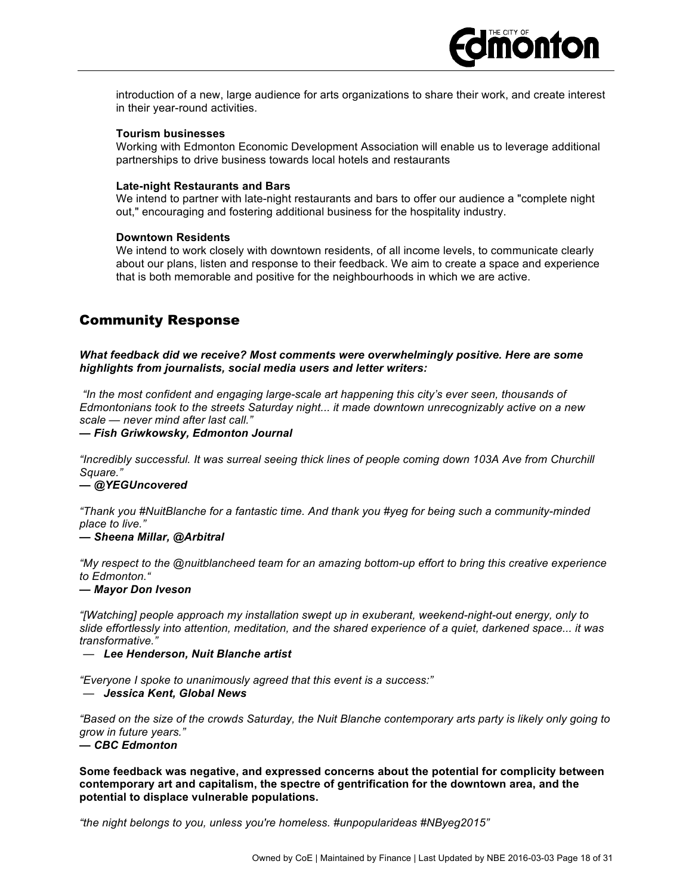introduction of a new, large audience for arts organizations to share their work, and create interest in their year-round activities.

**Tourism businesses**
Working with Edmonton Economic Development Association will enable us to leverage additional partnerships to drive business towards local hotels and restaurants

**Late-night Restaurants and Bars**
We intend to partner with late-night restaurants and bars to offer our audience a "complete night out," encouraging and fostering additional business for the hospitality industry.

**Downtown Residents**
We intend to work closely with downtown residents, of all income levels, to communicate clearly about our plans, listen and response to their feedback. We aim to create a space and experience that is both memorable and positive for the neighbourhoods in which we are active.

## Community Response

***What feedback did we receive? Most comments were overwhelmingly positive. Here are some highlights from journalists, social media users and letter writers:***

*"In the most confident and engaging large-scale art happening this city's ever seen, thousands of Edmontonians took to the streets Saturday night... it made downtown unrecognizably active on a new scale — never mind after last call."*
***— Fish Griwkowsky, Edmonton Journal***

*"Incredibly successful. It was surreal seeing thick lines of people coming down 103A Ave from Churchill Square."*
***— @YEGUncovered***

*"Thank you #NuitBlanche for a fantastic time. And thank you #yeg for being such a community-minded place to live."*
***— Sheena Millar, @Arbitral***

*"My respect to the @nuitblancheed team for an amazing bottom-up effort to bring this creative experience to Edmonton."*
***— Mayor Don Iveson***

*"[Watching] people approach my installation swept up in exuberant, weekend-night-out energy, only to slide effortlessly into attention, meditation, and the shared experience of a quiet, darkened space... it was transformative."*
— ***Lee Henderson, Nuit Blanche artist***

*"Everyone I spoke to unanimously agreed that this event is a success:"*
— ***Jessica Kent, Global News***

*"Based on the size of the crowds Saturday, the Nuit Blanche contemporary arts party is likely only going to grow in future years."*
***— CBC Edmonton***

**Some feedback was negative, and expressed concerns about the potential for complicity between contemporary art and capitalism, the spectre of gentrification for the downtown area, and the potential to displace vulnerable populations.**

*"the night belongs to you, unless you're homeless. #unpopularideas #NByeg2015"*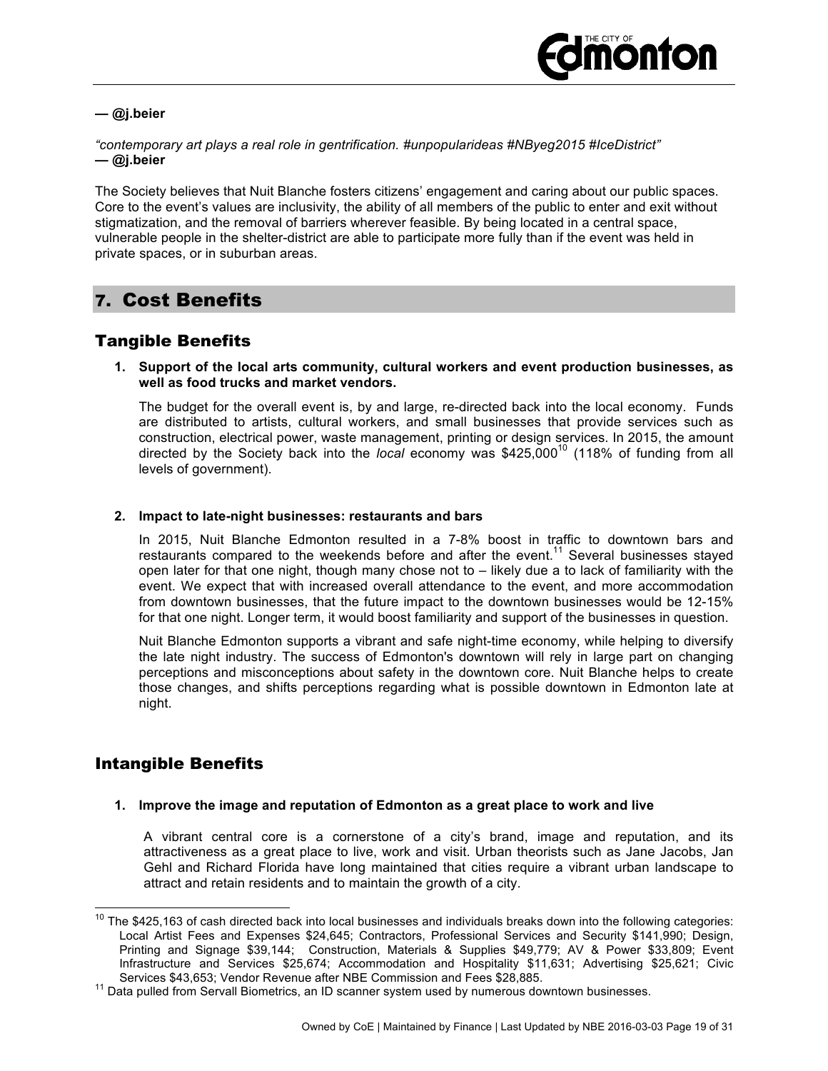**— @j.beier**

*“contemporary art plays a real role in gentrification. #unpopularideas #NByeg2015 #IceDistrict”*
**— @j.beier**

The Society believes that Nuit Blanche fosters citizens’ engagement and caring about our public spaces. Core to the event’s values are inclusivity, the ability of all members of the public to enter and exit without stigmatization, and the removal of barriers wherever feasible. By being located in a central space, vulnerable people in the shelter-district are able to participate more fully than if the event was held in private spaces, or in suburban areas.

## 7. Cost Benefits

### Tangible Benefits

1. **Support of the local arts community, cultural workers and event production businesses, as well as food trucks and market vendors.**

   The budget for the overall event is, by and large, re-directed back into the local economy. Funds are distributed to artists, cultural workers, and small businesses that provide services such as construction, electrical power, waste management, printing or design services. In 2015, the amount directed by the Society back into the *local* economy was $425,000[10] (118% of funding from all levels of government).

2. **Impact to late-night businesses: restaurants and bars**

   In 2015, Nuit Blanche Edmonton resulted in a 7-8% boost in traffic to downtown bars and restaurants compared to the weekends before and after the event.[11] Several businesses stayed open later for that one night, though many chose not to – likely due a to lack of familiarity with the event. We expect that with increased overall attendance to the event, and more accommodation from downtown businesses, that the future impact to the downtown businesses would be 12-15% for that one night. Longer term, it would boost familiarity and support of the businesses in question.

   Nuit Blanche Edmonton supports a vibrant and safe night-time economy, while helping to diversify the late night industry. The success of Edmonton's downtown will rely in large part on changing perceptions and misconceptions about safety in the downtown core. Nuit Blanche helps to create those changes, and shifts perceptions regarding what is possible downtown in Edmonton late at night.

### Intangible Benefits

1. **Improve the image and reputation of Edmonton as a great place to work and live**

   A vibrant central core is a cornerstone of a city’s brand, image and reputation, and its attractiveness as a great place to live, work and visit. Urban theorists such as Jane Jacobs, Jan Gehl and Richard Florida have long maintained that cities require a vibrant urban landscape to attract and retain residents and to maintain the growth of a city.

---

[10] The $425,163 of cash directed back into local businesses and individuals breaks down into the following categories: Local Artist Fees and Expenses $24,645; Contractors, Professional Services and Security $141,990; Design, Printing and Signage $39,144; Construction, Materials & Supplies $49,779; AV & Power $33,809; Event Infrastructure and Services $25,674; Accommodation and Hospitality $11,631; Advertising $25,621; Civic Services $43,653; Vendor Revenue after NBE Commission and Fees $28,885.

[11] Data pulled from Servall Biometrics, an ID scanner system used by numerous downtown businesses.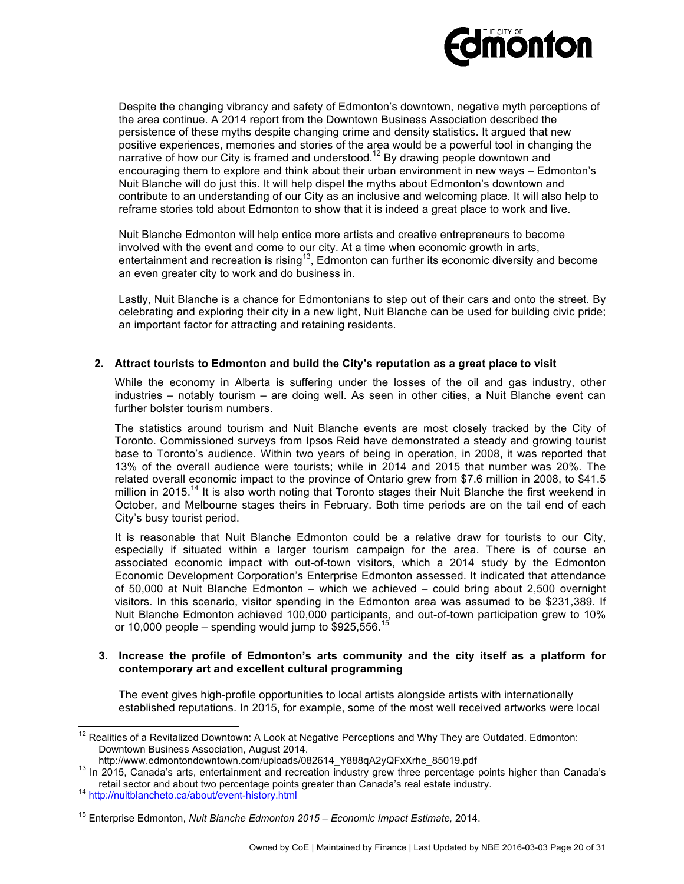Despite the changing vibrancy and safety of Edmonton's downtown, negative myth perceptions of the area continue. A 2014 report from the Downtown Business Association described the persistence of these myths despite changing crime and density statistics. It argued that new positive experiences, memories and stories of the area would be a powerful tool in changing the narrative of how our City is framed and understood.[12] By drawing people downtown and encouraging them to explore and think about their urban environment in new ways – Edmonton's Nuit Blanche will do just this. It will help dispel the myths about Edmonton's downtown and contribute to an understanding of our City as an inclusive and welcoming place. It will also help to reframe stories told about Edmonton to show that it is indeed a great place to work and live.

Nuit Blanche Edmonton will help entice more artists and creative entrepreneurs to become involved with the event and come to our city. At a time when economic growth in arts, entertainment and recreation is rising[13], Edmonton can further its economic diversity and become an even greater city to work and do business in.

Lastly, Nuit Blanche is a chance for Edmontonians to step out of their cars and onto the street. By celebrating and exploring their city in a new light, Nuit Blanche can be used for building civic pride; an important factor for attracting and retaining residents.

**2. Attract tourists to Edmonton and build the City's reputation as a great place to visit**

While the economy in Alberta is suffering under the losses of the oil and gas industry, other industries – notably tourism – are doing well. As seen in other cities, a Nuit Blanche event can further bolster tourism numbers.

The statistics around tourism and Nuit Blanche events are most closely tracked by the City of Toronto. Commissioned surveys from Ipsos Reid have demonstrated a steady and growing tourist base to Toronto's audience. Within two years of being in operation, in 2008, it was reported that 13% of the overall audience were tourists; while in 2014 and 2015 that number was 20%. The related overall economic impact to the province of Ontario grew from $7.6 million in 2008, to $41.5 million in 2015.[14] It is also worth noting that Toronto stages their Nuit Blanche the first weekend in October, and Melbourne stages theirs in February. Both time periods are on the tail end of each City's busy tourist period.

It is reasonable that Nuit Blanche Edmonton could be a relative draw for tourists to our City, especially if situated within a larger tourism campaign for the area. There is of course an associated economic impact with out-of-town visitors, which a 2014 study by the Edmonton Economic Development Corporation's Enterprise Edmonton assessed. It indicated that attendance of 50,000 at Nuit Blanche Edmonton – which we achieved – could bring about 2,500 overnight visitors. In this scenario, visitor spending in the Edmonton area was assumed to be $231,389. If Nuit Blanche Edmonton achieved 100,000 participants, and out-of-town participation grew to 10% or 10,000 people – spending would jump to $925,556.[15]

**3. Increase the profile of Edmonton's arts community and the city itself as a platform for contemporary art and excellent cultural programming**

The event gives high-profile opportunities to local artists alongside artists with internationally established reputations. In 2015, for example, some of the most well received artworks were local

---

[12] Realities of a Revitalized Downtown: A Look at Negative Perceptions and Why They are Outdated. Edmonton: Downtown Business Association, August 2014. http://www.edmontondowntown.com/uploads/082614_Y888qA2yQFxXrhe_85019.pdf

[13] In 2015, Canada's arts, entertainment and recreation industry grew three percentage points higher than Canada's retail sector and about two percentage points greater than Canada's real estate industry.

[14] http://nuitblancheto.ca/about/event-history.html

[15] Enterprise Edmonton, *Nuit Blanche Edmonton 2015 – Economic Impact Estimate,* 2014.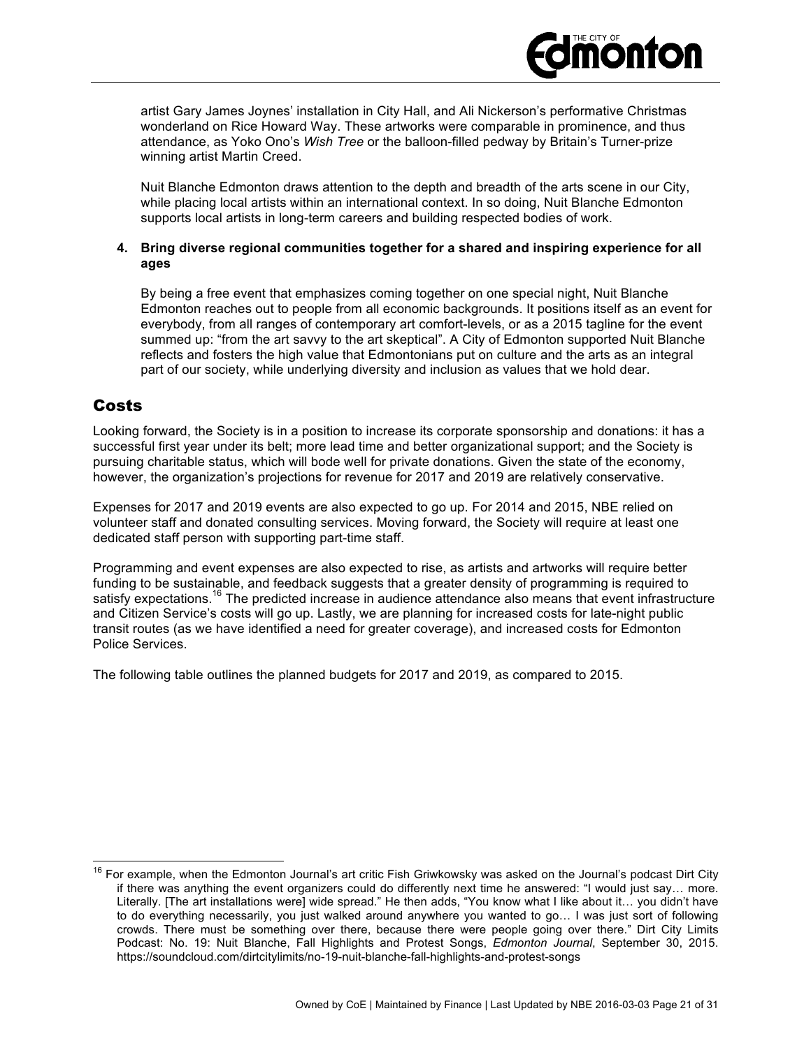artist Gary James Joynes' installation in City Hall, and Ali Nickerson's performative Christmas wonderland on Rice Howard Way. These artworks were comparable in prominence, and thus attendance, as Yoko Ono's *Wish Tree* or the balloon-filled pedway by Britain's Turner-prize winning artist Martin Creed.

Nuit Blanche Edmonton draws attention to the depth and breadth of the arts scene in our City, while placing local artists within an international context. In so doing, Nuit Blanche Edmonton supports local artists in long-term careers and building respected bodies of work.

**4. Bring diverse regional communities together for a shared and inspiring experience for all ages**

By being a free event that emphasizes coming together on one special night, Nuit Blanche Edmonton reaches out to people from all economic backgrounds. It positions itself as an event for everybody, from all ranges of contemporary art comfort-levels, or as a 2015 tagline for the event summed up: "from the art savvy to the art skeptical". A City of Edmonton supported Nuit Blanche reflects and fosters the high value that Edmontonians put on culture and the arts as an integral part of our society, while underlying diversity and inclusion as values that we hold dear.

## Costs

Looking forward, the Society is in a position to increase its corporate sponsorship and donations: it has a successful first year under its belt; more lead time and better organizational support; and the Society is pursuing charitable status, which will bode well for private donations. Given the state of the economy, however, the organization's projections for revenue for 2017 and 2019 are relatively conservative.

Expenses for 2017 and 2019 events are also expected to go up. For 2014 and 2015, NBE relied on volunteer staff and donated consulting services. Moving forward, the Society will require at least one dedicated staff person with supporting part-time staff.

Programming and event expenses are also expected to rise, as artists and artworks will require better funding to be sustainable, and feedback suggests that a greater density of programming is required to satisfy expectations.[16] The predicted increase in audience attendance also means that event infrastructure and Citizen Service's costs will go up. Lastly, we are planning for increased costs for late-night public transit routes (as we have identified a need for greater coverage), and increased costs for Edmonton Police Services.

The following table outlines the planned budgets for 2017 and 2019, as compared to 2015.

[16] For example, when the Edmonton Journal's art critic Fish Griwkowsky was asked on the Journal's podcast Dirt City if there was anything the event organizers could do differently next time he answered: "I would just say… more. Literally. [The art installations were] wide spread." He then adds, "You know what I like about it… you didn't have to do everything necessarily, you just walked around anywhere you wanted to go… I was just sort of following crowds. There must be something over there, because there were people going over there." Dirt City Limits Podcast: No. 19: Nuit Blanche, Fall Highlights and Protest Songs, *Edmonton Journal*, September 30, 2015. https://soundcloud.com/dirtcitylimits/no-19-nuit-blanche-fall-highlights-and-protest-songs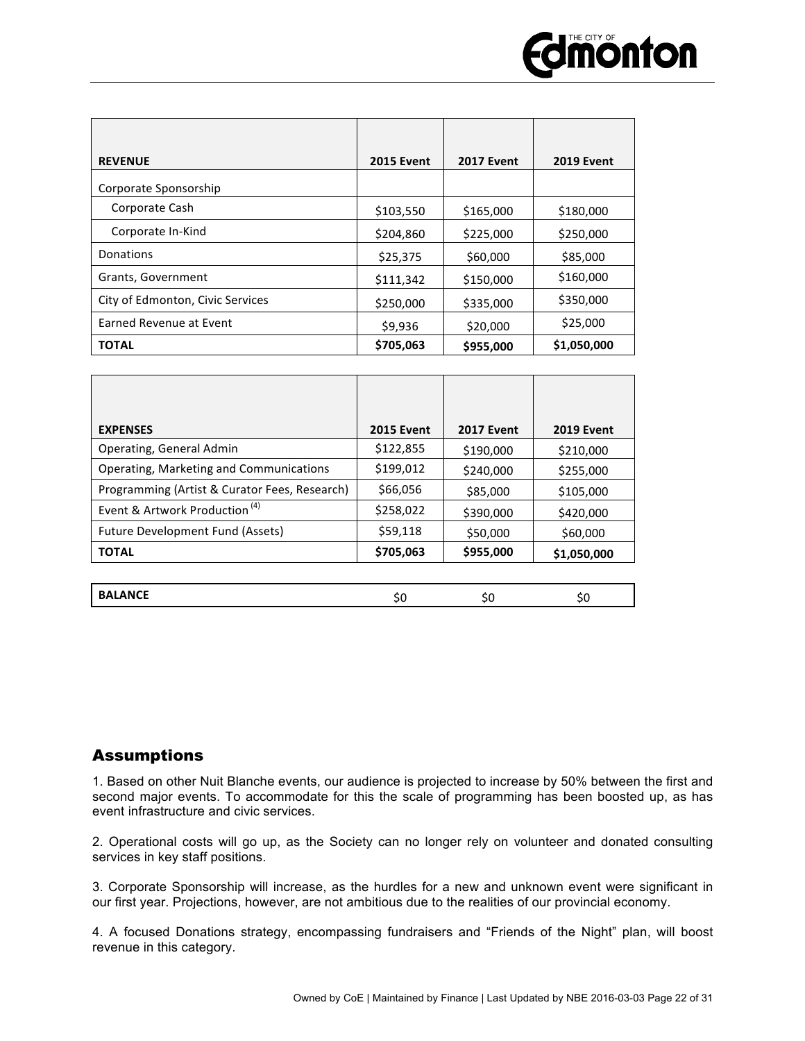| REVENUE | 2015 Event | 2017 Event | 2019 Event |
|---|---|---|---|
| Corporate Sponsorship | | | |
| Corporate Cash | $103,550 | $165,000 | $180,000 |
| Corporate In-Kind | $204,860 | $225,000 | $250,000 |
| Donations | $25,375 | $60,000 | $85,000 |
| Grants, Government | $111,342 | $150,000 | $160,000 |
| City of Edmonton, Civic Services | $250,000 | $335,000 | $350,000 |
| Earned Revenue at Event | $9,936 | $20,000 | $25,000 |
| **TOTAL** | **$705,063** | **$955,000** | **$1,050,000** |

| EXPENSES | 2015 Event | 2017 Event | 2019 Event |
|---|---|---|---|
| Operating, General Admin | $122,855 | $190,000 | $210,000 |
| Operating, Marketing and Communications | $199,012 | $240,000 | $255,000 |
| Programming (Artist & Curator Fees, Research) | $66,056 | $85,000 | $105,000 |
| Event & Artwork Production (4) | $258,022 | $390,000 | $420,000 |
| Future Development Fund (Assets) | $59,118 | $50,000 | $60,000 |
| **TOTAL** | **$705,063** | **$955,000** | **$1,050,000** |

| BALANCE | $0 | $0 | $0 |
|---|---|---|---|

## Assumptions

1. Based on other Nuit Blanche events, our audience is projected to increase by 50% between the first and second major events. To accommodate for this the scale of programming has been boosted up, as has event infrastructure and civic services.

2. Operational costs will go up, as the Society can no longer rely on volunteer and donated consulting services in key staff positions.

3. Corporate Sponsorship will increase, as the hurdles for a new and unknown event were significant in our first year. Projections, however, are not ambitious due to the realities of our provincial economy.

4. A focused Donations strategy, encompassing fundraisers and "Friends of the Night" plan, will boost revenue in this category.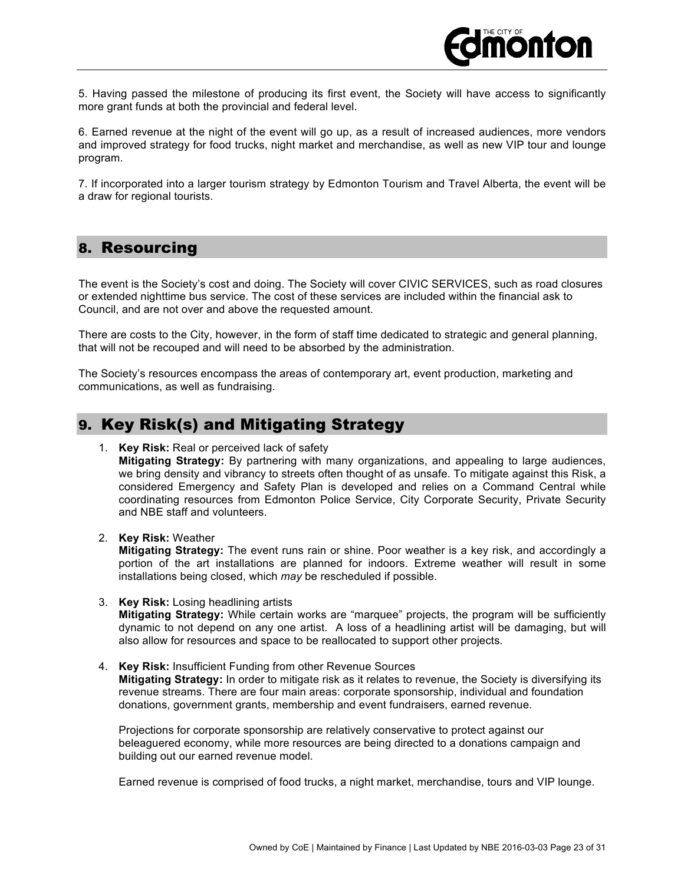5. Having passed the milestone of producing its first event, the Society will have access to significantly more grant funds at both the provincial and federal level.

6. Earned revenue at the night of the event will go up, as a result of increased audiences, more vendors and improved strategy for food trucks, night market and merchandise, as well as new VIP tour and lounge program.

7. If incorporated into a larger tourism strategy by Edmonton Tourism and Travel Alberta, the event will be a draw for regional tourists.

## 8. Resourcing

The event is the Society's cost and doing. The Society will cover CIVIC SERVICES, such as road closures or extended nighttime bus service. The cost of these services are included within the financial ask to Council, and are not over and above the requested amount.

There are costs to the City, however, in the form of staff time dedicated to strategic and general planning, that will not be recouped and will need to be absorbed by the administration.

The Society's resources encompass the areas of contemporary art, event production, marketing and communications, as well as fundraising.

## 9. Key Risk(s) and Mitigating Strategy

1. **Key Risk:** Real or perceived lack of safety
   **Mitigating Strategy:** By partnering with many organizations, and appealing to large audiences, we bring density and vibrancy to streets often thought of as unsafe. To mitigate against this Risk, a considered Emergency and Safety Plan is developed and relies on a Command Central while coordinating resources from Edmonton Police Service, City Corporate Security, Private Security and NBE staff and volunteers.

2. **Key Risk:** Weather
   **Mitigating Strategy:** The event runs rain or shine. Poor weather is a key risk, and accordingly a portion of the art installations are planned for indoors. Extreme weather will result in some installations being closed, which *may* be rescheduled if possible.

3. **Key Risk:** Losing headlining artists
   **Mitigating Strategy:** While certain works are "marquee" projects, the program will be sufficiently dynamic to not depend on any one artist. A loss of a headlining artist will be damaging, but will also allow for resources and space to be reallocated to support other projects.

4. **Key Risk:** Insufficient Funding from other Revenue Sources
   **Mitigating Strategy:** In order to mitigate risk as it relates to revenue, the Society is diversifying its revenue streams. There are four main areas: corporate sponsorship, individual and foundation donations, government grants, membership and event fundraisers, earned revenue.

   Projections for corporate sponsorship are relatively conservative to protect against our beleaguered economy, while more resources are being directed to a donations campaign and building out our earned revenue model.

   Earned revenue is comprised of food trucks, a night market, merchandise, tours and VIP lounge.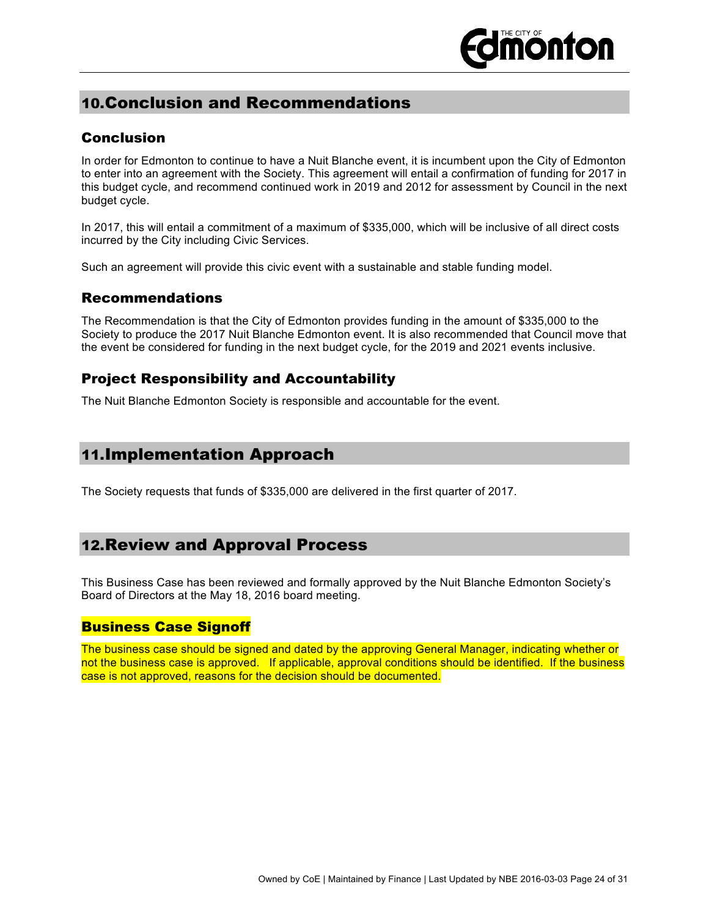## 10. Conclusion and Recommendations

### Conclusion

In order for Edmonton to continue to have a Nuit Blanche event, it is incumbent upon the City of Edmonton to enter into an agreement with the Society. This agreement will entail a confirmation of funding for 2017 in this budget cycle, and recommend continued work in 2019 and 2012 for assessment by Council in the next budget cycle.

In 2017, this will entail a commitment of a maximum of $335,000, which will be inclusive of all direct costs incurred by the City including Civic Services.

Such an agreement will provide this civic event with a sustainable and stable funding model.

### Recommendations

The Recommendation is that the City of Edmonton provides funding in the amount of $335,000 to the Society to produce the 2017 Nuit Blanche Edmonton event. It is also recommended that Council move that the event be considered for funding in the next budget cycle, for the 2019 and 2021 events inclusive.

### Project Responsibility and Accountability

The Nuit Blanche Edmonton Society is responsible and accountable for the event.

## 11. Implementation Approach

The Society requests that funds of $335,000 are delivered in the first quarter of 2017.

## 12. Review and Approval Process

This Business Case has been reviewed and formally approved by the Nuit Blanche Edmonton Society's Board of Directors at the May 18, 2016 board meeting.

### Business Case Signoff

The business case should be signed and dated by the approving General Manager, indicating whether or not the business case is approved. If applicable, approval conditions should be identified. If the business case is not approved, reasons for the decision should be documented.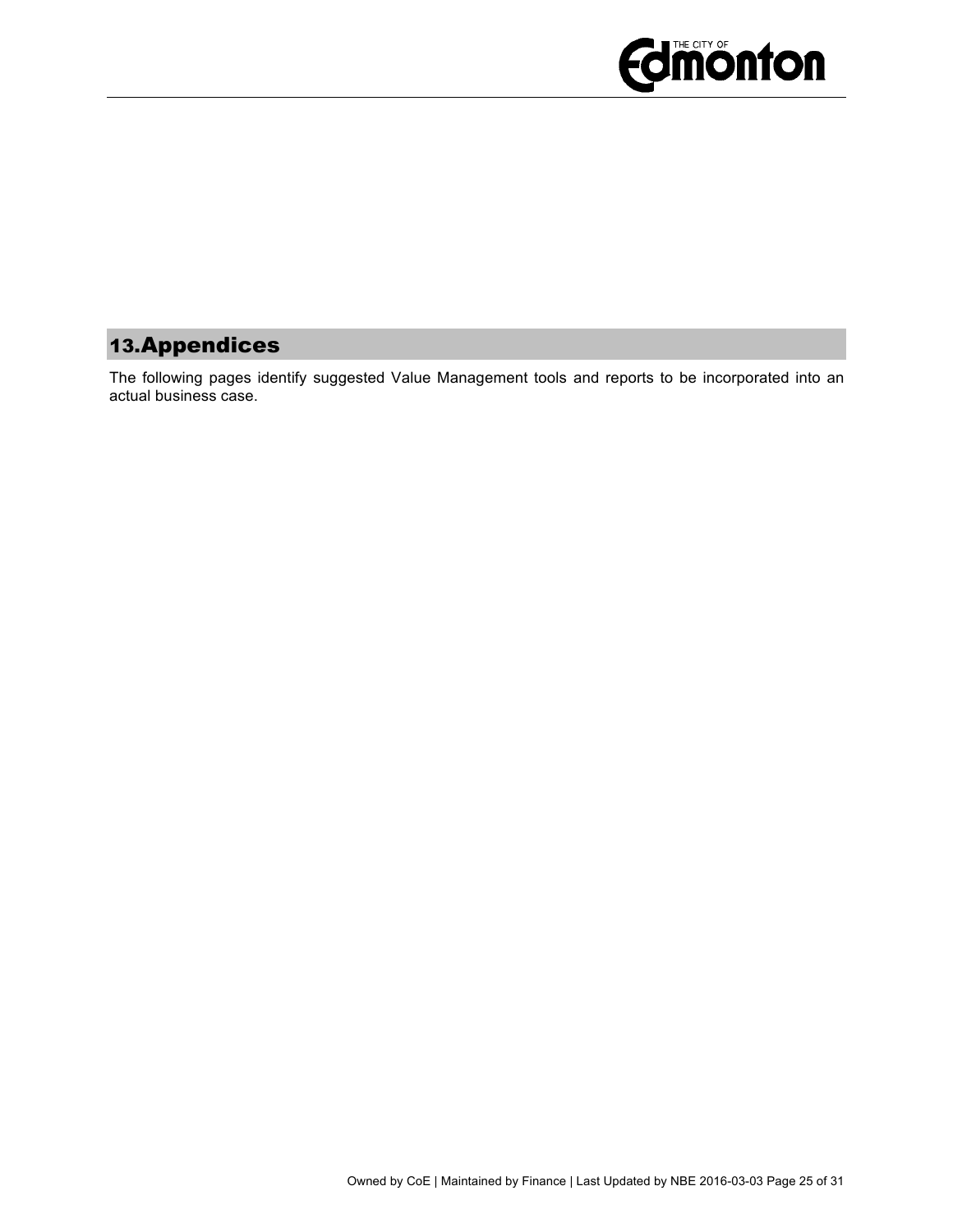## 13. Appendices

The following pages identify suggested Value Management tools and reports to be incorporated into an actual business case.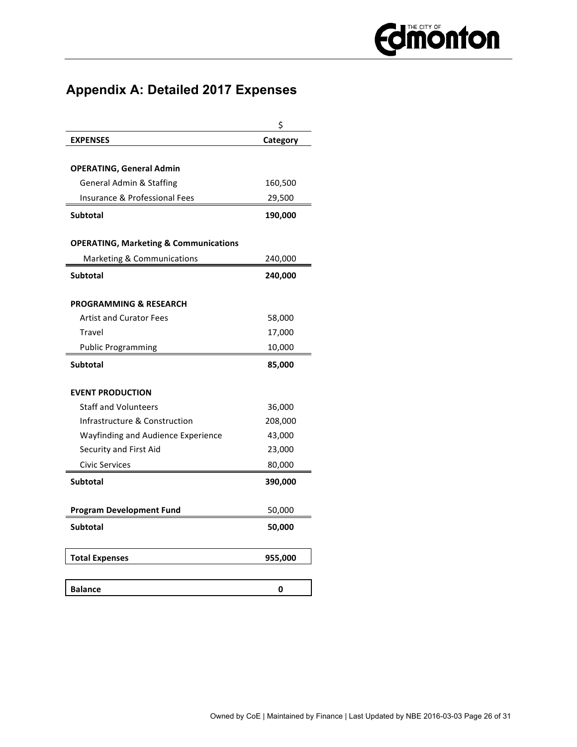## Appendix A: Detailed 2017 Expenses

| EXPENSES | $ Category |
|---|---|
| **OPERATING, General Admin** | |
| General Admin & Staffing | 160,500 |
| Insurance & Professional Fees | 29,500 |
| **Subtotal** | **190,000** |
| **OPERATING, Marketing & Communications** | |
| Marketing & Communications | 240,000 |
| **Subtotal** | **240,000** |
| **PROGRAMMING & RESEARCH** | |
| Artist and Curator Fees | 58,000 |
| Travel | 17,000 |
| Public Programming | 10,000 |
| **Subtotal** | **85,000** |
| **EVENT PRODUCTION** | |
| Staff and Volunteers | 36,000 |
| Infrastructure & Construction | 208,000 |
| Wayfinding and Audience Experience | 43,000 |
| Security and First Aid | 23,000 |
| Civic Services | 80,000 |
| **Subtotal** | **390,000** |
| **Program Development Fund** | 50,000 |
| **Subtotal** | **50,000** |
| **Total Expenses** | **955,000** |
| **Balance** | **0** |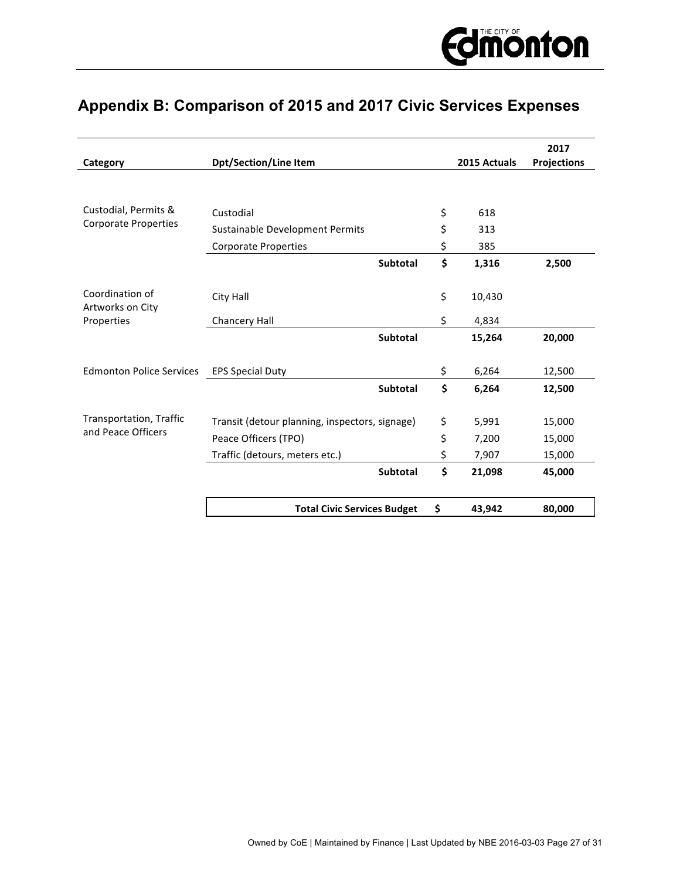## Appendix B: Comparison of 2015 and 2017 Civic Services Expenses

| Category | Dpt/Section/Line Item | 2015 Actuals | 2017 Projections |
|---|---|---|---|
| Custodial, Permits & Corporate Properties | Custodial | $ 618 | |
| | Sustainable Development Permits | $ 313 | |
| | Corporate Properties | $ 385 | |
| | **Subtotal** | **$ 1,316** | **2,500** |
| Coordination of Artworks on City Properties | City Hall | $ 10,430 | |
| | Chancery Hall | $ 4,834 | |
| | **Subtotal** | **15,264** | **20,000** |
| Edmonton Police Services | EPS Special Duty | $ 6,264 | 12,500 |
| | **Subtotal** | **$ 6,264** | **12,500** |
| Transportation, Traffic and Peace Officers | Transit (detour planning, inspectors, signage) | $ 5,991 | 15,000 |
| | Peace Officers (TPO) | $ 7,200 | 15,000 |
| | Traffic (detours, meters etc.) | $ 7,907 | 15,000 |
| | **Subtotal** | **$ 21,098** | **45,000** |
| | **Total Civic Services Budget** | **$ 43,942** | **80,000** |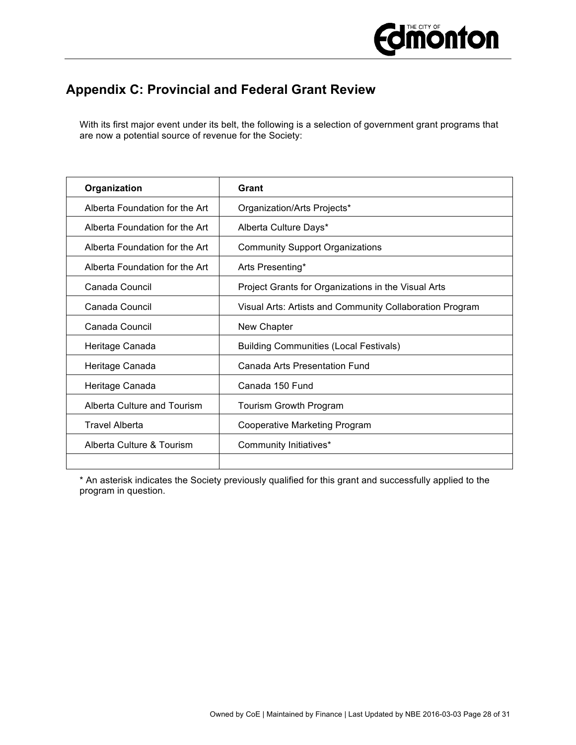## Appendix C: Provincial and Federal Grant Review

With its first major event under its belt, the following is a selection of government grant programs that are now a potential source of revenue for the Society:

| Organization | Grant |
|---|---|
| Alberta Foundation for the Art | Organization/Arts Projects* |
| Alberta Foundation for the Art | Alberta Culture Days* |
| Alberta Foundation for the Art | Community Support Organizations |
| Alberta Foundation for the Art | Arts Presenting* |
| Canada Council | Project Grants for Organizations in the Visual Arts |
| Canada Council | Visual Arts: Artists and Community Collaboration Program |
| Canada Council | New Chapter |
| Heritage Canada | Building Communities (Local Festivals) |
| Heritage Canada | Canada Arts Presentation Fund |
| Heritage Canada | Canada 150 Fund |
| Alberta Culture and Tourism | Tourism Growth Program |
| Travel Alberta | Cooperative Marketing Program |
| Alberta Culture & Tourism | Community Initiatives* |
| | |

* An asterisk indicates the Society previously qualified for this grant and successfully applied to the program in question.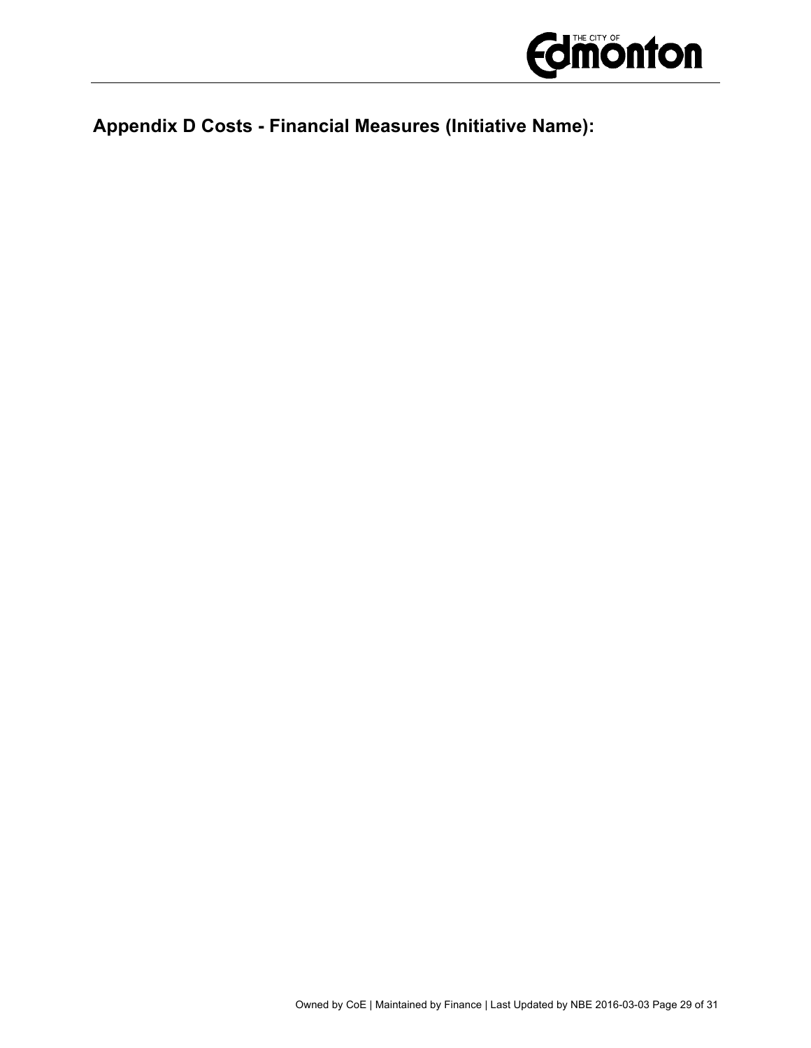## Appendix D Costs - Financial Measures (Initiative Name):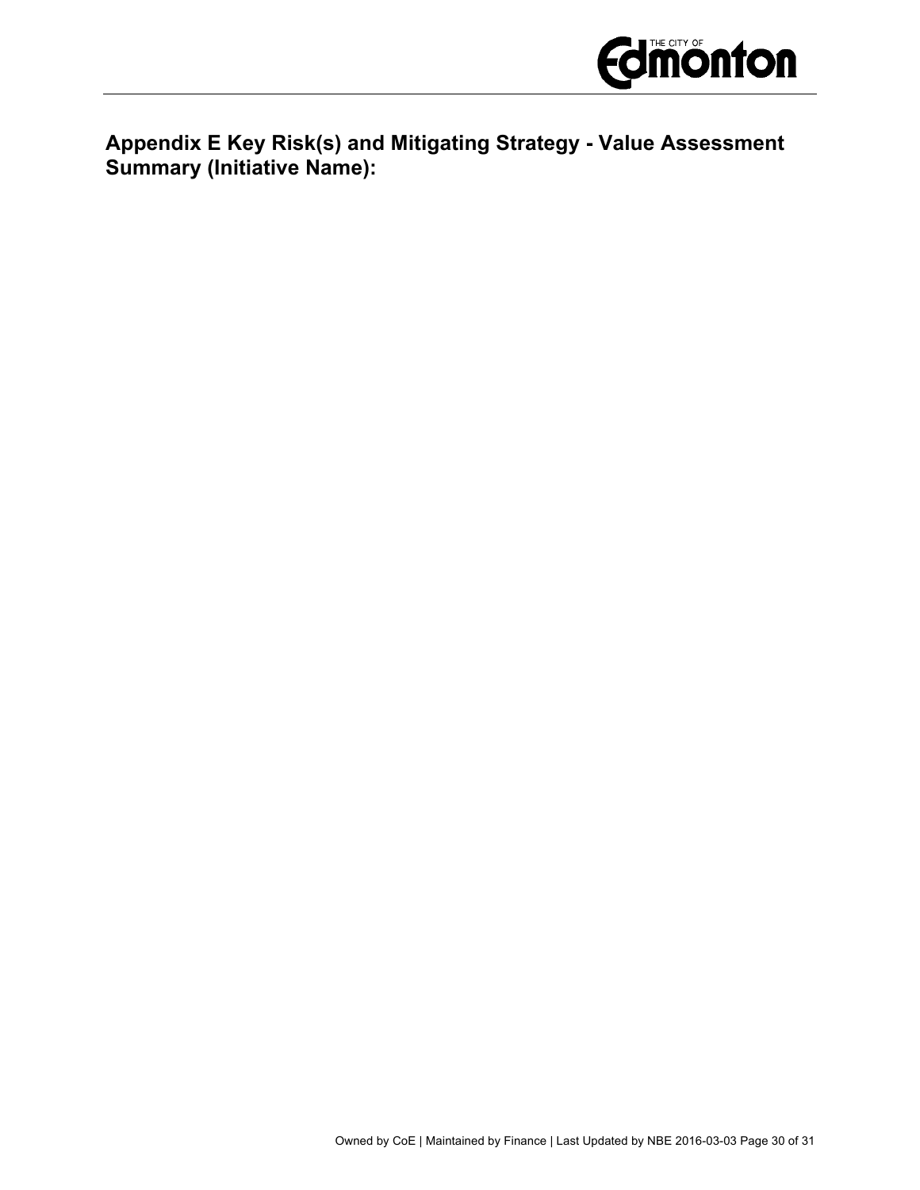# Appendix E Key Risk(s) and Mitigating Strategy - Value Assessment Summary (Initiative Name):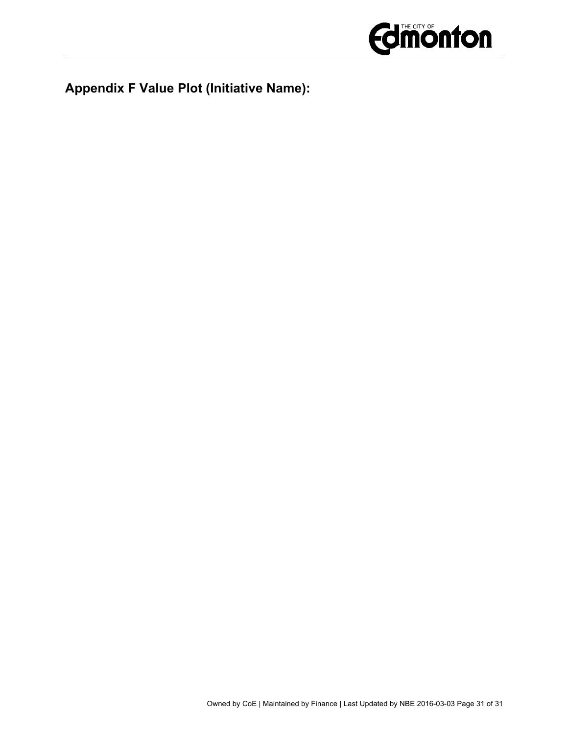## Appendix F Value Plot (Initiative Name):